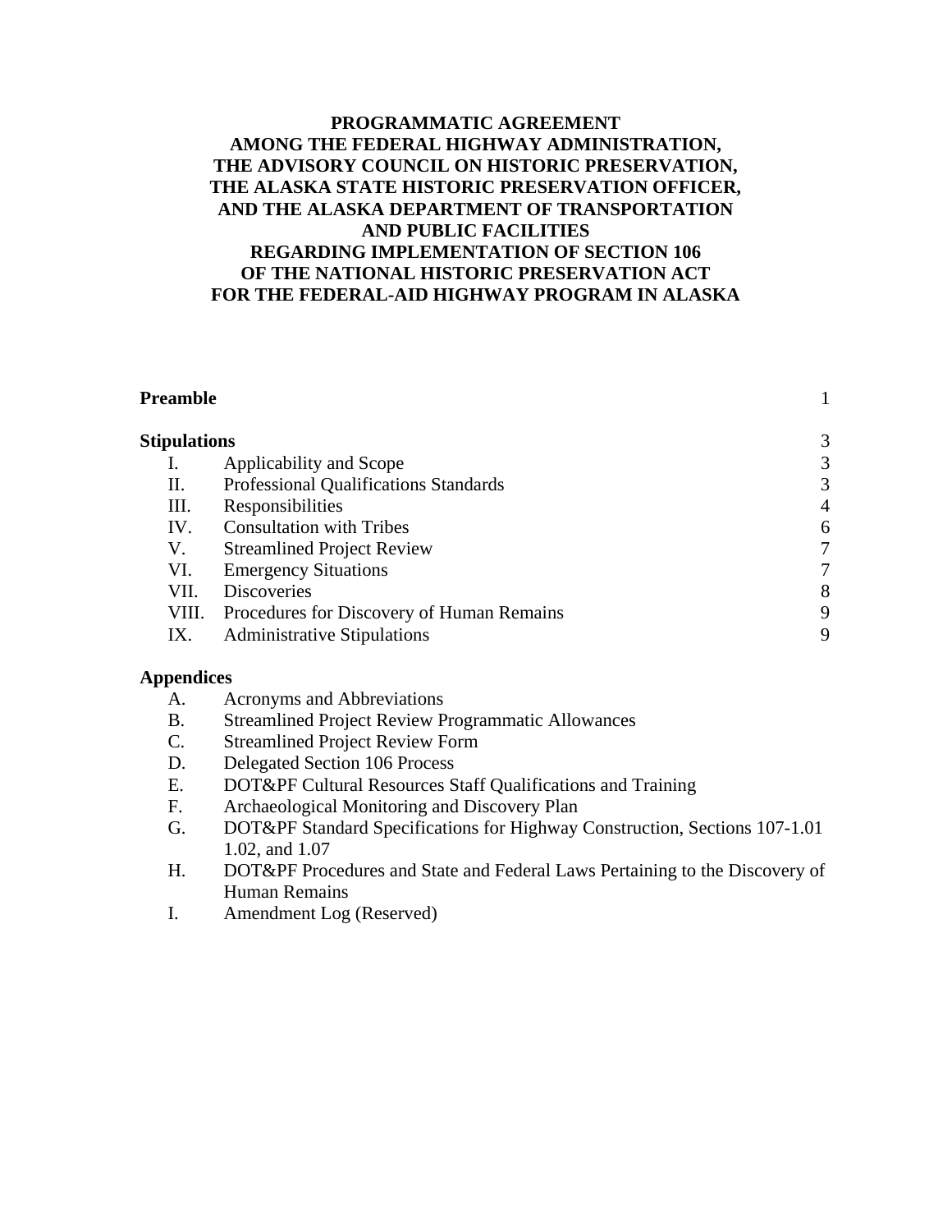# PROGRAMMATIC AGREEMENT AMONG THE FEDERAL HIGHWAY ADMINISTRATION, THE ADVISORY COUNCIL ON HISTORIC PRESERVATION, THE ALASKA STATE HISTORIC PRESERVATION OFFICER, AND THE ALASKA DEPARTMENT OF TRANSPORTATION AND PUBLIC FACILITIES REGARDING IMPLEMENTATION OF SECTION 106 OF THE NATIONAL HISTORIC PRESERVATION ACT FOR THE FEDERAL-AID HIGHWAY PROGRAM IN ALASKA

**Preamble** 1

**Stipulations** 3

- I. Applicability and Scope 3
- II. Professional Qualifications Standards 3
- III. Responsibilities 4
- IV. Consultation with Tribes 6
- V. Streamlined Project Review 7
- VI. Emergency Situations 7
- VII. Discoveries 8
- VIII. Procedures for Discovery of Human Remains 9
- IX. Administrative Stipulations 9

**Appendices**

- A. Acronyms and Abbreviations
- B. Streamlined Project Review Programmatic Allowances
- C. Streamlined Project Review Form
- D. Delegated Section 106 Process
- E. DOT&PF Cultural Resources Staff Qualifications and Training
- F. Archaeological Monitoring and Discovery Plan
- G. DOT&PF Standard Specifications for Highway Construction, Sections 107-1.01 1.02, and 1.07
- H. DOT&PF Procedures and State and Federal Laws Pertaining to the Discovery of Human Remains
- I. Amendment Log (Reserved)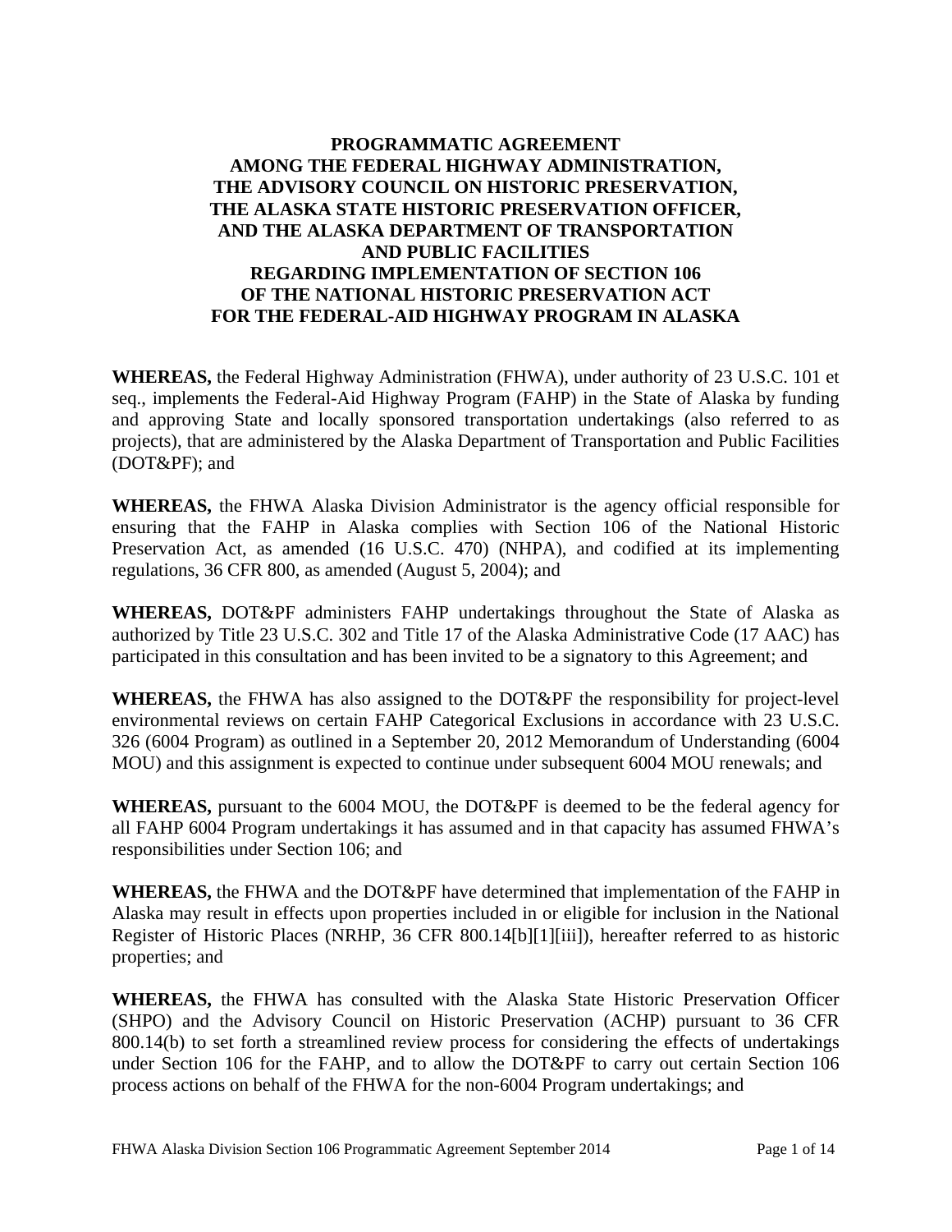# PROGRAMMATIC AGREEMENT AMONG THE FEDERAL HIGHWAY ADMINISTRATION, THE ADVISORY COUNCIL ON HISTORIC PRESERVATION, THE ALASKA STATE HISTORIC PRESERVATION OFFICER, AND THE ALASKA DEPARTMENT OF TRANSPORTATION AND PUBLIC FACILITIES REGARDING IMPLEMENTATION OF SECTION 106 OF THE NATIONAL HISTORIC PRESERVATION ACT FOR THE FEDERAL-AID HIGHWAY PROGRAM IN ALASKA

**WHEREAS,** the Federal Highway Administration (FHWA), under authority of 23 U.S.C. 101 et seq., implements the Federal-Aid Highway Program (FAHP) in the State of Alaska by funding and approving State and locally sponsored transportation undertakings (also referred to as projects), that are administered by the Alaska Department of Transportation and Public Facilities (DOT&PF); and

**WHEREAS,** the FHWA Alaska Division Administrator is the agency official responsible for ensuring that the FAHP in Alaska complies with Section 106 of the National Historic Preservation Act, as amended (16 U.S.C. 470) (NHPA), and codified at its implementing regulations, 36 CFR 800, as amended (August 5, 2004); and

**WHEREAS,** DOT&PF administers FAHP undertakings throughout the State of Alaska as authorized by Title 23 U.S.C. 302 and Title 17 of the Alaska Administrative Code (17 AAC) has participated in this consultation and has been invited to be a signatory to this Agreement; and

**WHEREAS,** the FHWA has also assigned to the DOT&PF the responsibility for project-level environmental reviews on certain FAHP Categorical Exclusions in accordance with 23 U.S.C. 326 (6004 Program) as outlined in a September 20, 2012 Memorandum of Understanding (6004 MOU) and this assignment is expected to continue under subsequent 6004 MOU renewals; and

**WHEREAS,** pursuant to the 6004 MOU, the DOT&PF is deemed to be the federal agency for all FAHP 6004 Program undertakings it has assumed and in that capacity has assumed FHWA's responsibilities under Section 106; and

**WHEREAS,** the FHWA and the DOT&PF have determined that implementation of the FAHP in Alaska may result in effects upon properties included in or eligible for inclusion in the National Register of Historic Places (NRHP, 36 CFR 800.14[b][1][iii]), hereafter referred to as historic properties; and

**WHEREAS,** the FHWA has consulted with the Alaska State Historic Preservation Officer (SHPO) and the Advisory Council on Historic Preservation (ACHP) pursuant to 36 CFR 800.14(b) to set forth a streamlined review process for considering the effects of undertakings under Section 106 for the FAHP, and to allow the DOT&PF to carry out certain Section 106 process actions on behalf of the FHWA for the non-6004 Program undertakings; and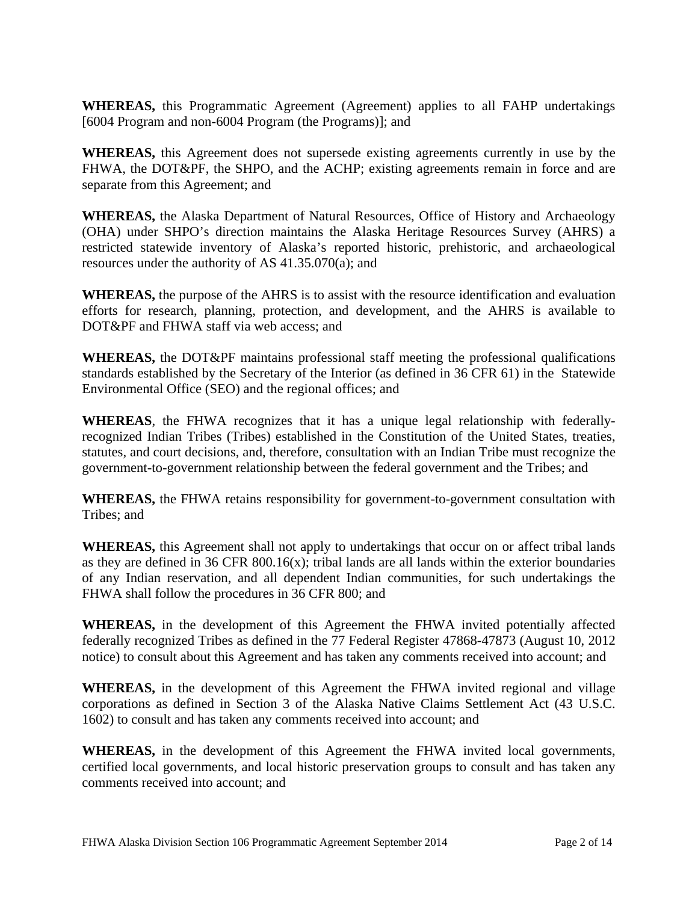**WHEREAS,** this Programmatic Agreement (Agreement) applies to all FAHP undertakings [6004 Program and non-6004 Program (the Programs)]; and

**WHEREAS,** this Agreement does not supersede existing agreements currently in use by the FHWA, the DOT&PF, the SHPO, and the ACHP; existing agreements remain in force and are separate from this Agreement; and

**WHEREAS,** the Alaska Department of Natural Resources, Office of History and Archaeology (OHA) under SHPO's direction maintains the Alaska Heritage Resources Survey (AHRS) a restricted statewide inventory of Alaska's reported historic, prehistoric, and archaeological resources under the authority of AS 41.35.070(a); and

**WHEREAS,** the purpose of the AHRS is to assist with the resource identification and evaluation efforts for research, planning, protection, and development, and the AHRS is available to DOT&PF and FHWA staff via web access; and

**WHEREAS,** the DOT&PF maintains professional staff meeting the professional qualifications standards established by the Secretary of the Interior (as defined in 36 CFR 61) in the Statewide Environmental Office (SEO) and the regional offices; and

**WHEREAS**, the FHWA recognizes that it has a unique legal relationship with federally-recognized Indian Tribes (Tribes) established in the Constitution of the United States, treaties, statutes, and court decisions, and, therefore, consultation with an Indian Tribe must recognize the government-to-government relationship between the federal government and the Tribes; and

**WHEREAS,** the FHWA retains responsibility for government-to-government consultation with Tribes; and

**WHEREAS,** this Agreement shall not apply to undertakings that occur on or affect tribal lands as they are defined in 36 CFR 800.16(x); tribal lands are all lands within the exterior boundaries of any Indian reservation, and all dependent Indian communities, for such undertakings the FHWA shall follow the procedures in 36 CFR 800; and

**WHEREAS,** in the development of this Agreement the FHWA invited potentially affected federally recognized Tribes as defined in the 77 Federal Register 47868-47873 (August 10, 2012 notice) to consult about this Agreement and has taken any comments received into account; and

**WHEREAS,** in the development of this Agreement the FHWA invited regional and village corporations as defined in Section 3 of the Alaska Native Claims Settlement Act (43 U.S.C. 1602) to consult and has taken any comments received into account; and

**WHEREAS,** in the development of this Agreement the FHWA invited local governments, certified local governments, and local historic preservation groups to consult and has taken any comments received into account; and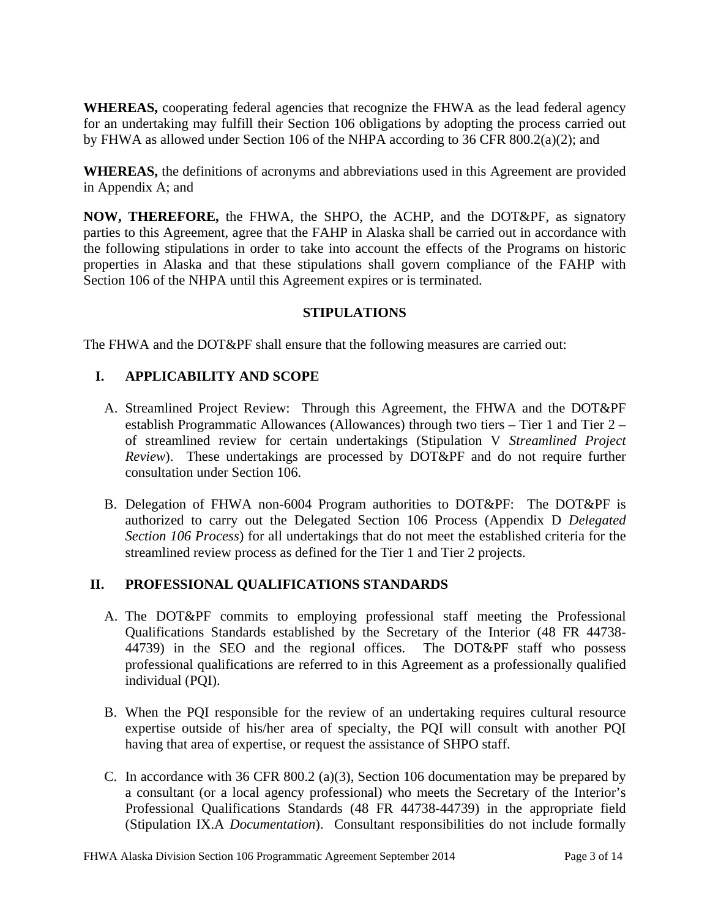**WHEREAS,** cooperating federal agencies that recognize the FHWA as the lead federal agency for an undertaking may fulfill their Section 106 obligations by adopting the process carried out by FHWA as allowed under Section 106 of the NHPA according to 36 CFR 800.2(a)(2); and

**WHEREAS,** the definitions of acronyms and abbreviations used in this Agreement are provided in Appendix A; and

**NOW, THEREFORE,** the FHWA, the SHPO, the ACHP, and the DOT&PF, as signatory parties to this Agreement, agree that the FAHP in Alaska shall be carried out in accordance with the following stipulations in order to take into account the effects of the Programs on historic properties in Alaska and that these stipulations shall govern compliance of the FAHP with Section 106 of the NHPA until this Agreement expires or is terminated.

## STIPULATIONS

The FHWA and the DOT&PF shall ensure that the following measures are carried out:

### I. APPLICABILITY AND SCOPE

A. Streamlined Project Review: Through this Agreement, the FHWA and the DOT&PF establish Programmatic Allowances (Allowances) through two tiers – Tier 1 and Tier 2 – of streamlined review for certain undertakings (Stipulation V *Streamlined Project Review*). These undertakings are processed by DOT&PF and do not require further consultation under Section 106.

B. Delegation of FHWA non-6004 Program authorities to DOT&PF: The DOT&PF is authorized to carry out the Delegated Section 106 Process (Appendix D *Delegated Section 106 Process*) for all undertakings that do not meet the established criteria for the streamlined review process as defined for the Tier 1 and Tier 2 projects.

### II. PROFESSIONAL QUALIFICATIONS STANDARDS

A. The DOT&PF commits to employing professional staff meeting the Professional Qualifications Standards established by the Secretary of the Interior (48 FR 44738-44739) in the SEO and the regional offices. The DOT&PF staff who possess professional qualifications are referred to in this Agreement as a professionally qualified individual (PQI).

B. When the PQI responsible for the review of an undertaking requires cultural resource expertise outside of his/her area of specialty, the PQI will consult with another PQI having that area of expertise, or request the assistance of SHPO staff.

C. In accordance with 36 CFR 800.2 (a)(3), Section 106 documentation may be prepared by a consultant (or a local agency professional) who meets the Secretary of the Interior's Professional Qualifications Standards (48 FR 44738-44739) in the appropriate field (Stipulation IX.A *Documentation*). Consultant responsibilities do not include formally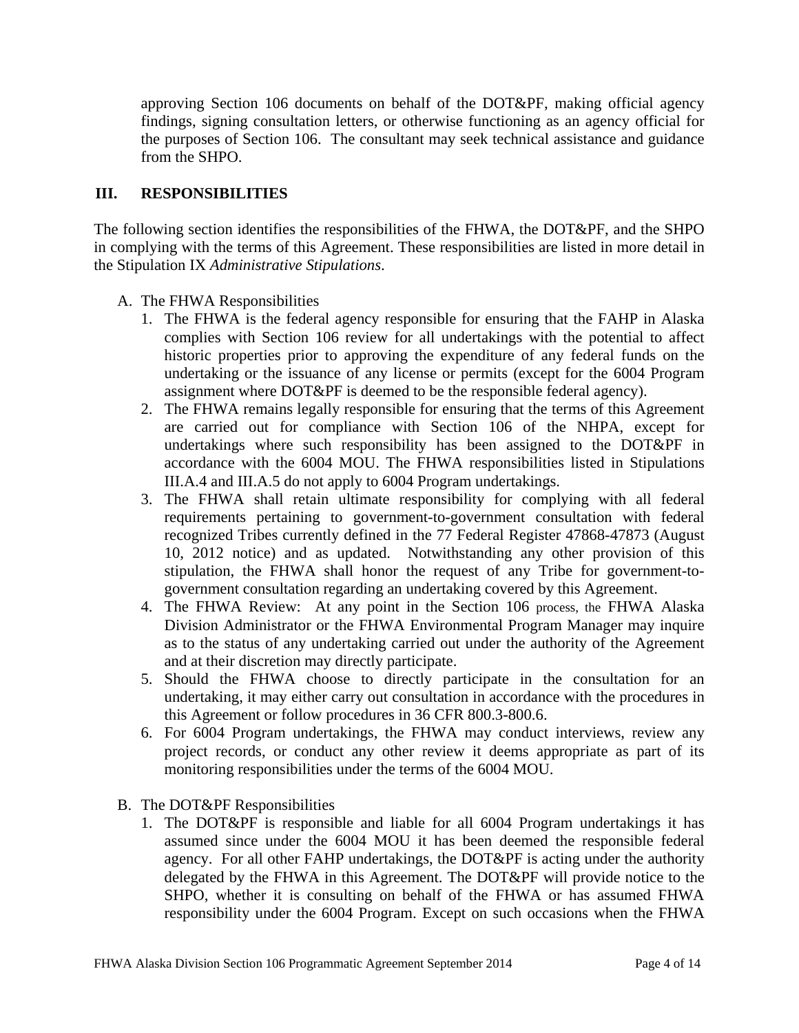approving Section 106 documents on behalf of the DOT&PF, making official agency findings, signing consultation letters, or otherwise functioning as an agency official for the purposes of Section 106. The consultant may seek technical assistance and guidance from the SHPO.

## III. RESPONSIBILITIES

The following section identifies the responsibilities of the FHWA, the DOT&PF, and the SHPO in complying with the terms of this Agreement. These responsibilities are listed in more detail in the Stipulation IX *Administrative Stipulations*.

A. The FHWA Responsibilities

1. The FHWA is the federal agency responsible for ensuring that the FAHP in Alaska complies with Section 106 review for all undertakings with the potential to affect historic properties prior to approving the expenditure of any federal funds on the undertaking or the issuance of any license or permits (except for the 6004 Program assignment where DOT&PF is deemed to be the responsible federal agency).
2. The FHWA remains legally responsible for ensuring that the terms of this Agreement are carried out for compliance with Section 106 of the NHPA, except for undertakings where such responsibility has been assigned to the DOT&PF in accordance with the 6004 MOU. The FHWA responsibilities listed in Stipulations III.A.4 and III.A.5 do not apply to 6004 Program undertakings.
3. The FHWA shall retain ultimate responsibility for complying with all federal requirements pertaining to government-to-government consultation with federal recognized Tribes currently defined in the 77 Federal Register 47868-47873 (August 10, 2012 notice) and as updated. Notwithstanding any other provision of this stipulation, the FHWA shall honor the request of any Tribe for government-to-government consultation regarding an undertaking covered by this Agreement.
4. The FHWA Review: At any point in the Section 106 process, the FHWA Alaska Division Administrator or the FHWA Environmental Program Manager may inquire as to the status of any undertaking carried out under the authority of the Agreement and at their discretion may directly participate.
5. Should the FHWA choose to directly participate in the consultation for an undertaking, it may either carry out consultation in accordance with the procedures in this Agreement or follow procedures in 36 CFR 800.3-800.6.
6. For 6004 Program undertakings, the FHWA may conduct interviews, review any project records, or conduct any other review it deems appropriate as part of its monitoring responsibilities under the terms of the 6004 MOU.

B. The DOT&PF Responsibilities

1. The DOT&PF is responsible and liable for all 6004 Program undertakings it has assumed since under the 6004 MOU it has been deemed the responsible federal agency. For all other FAHP undertakings, the DOT&PF is acting under the authority delegated by the FHWA in this Agreement. The DOT&PF will provide notice to the SHPO, whether it is consulting on behalf of the FHWA or has assumed FHWA responsibility under the 6004 Program. Except on such occasions when the FHWA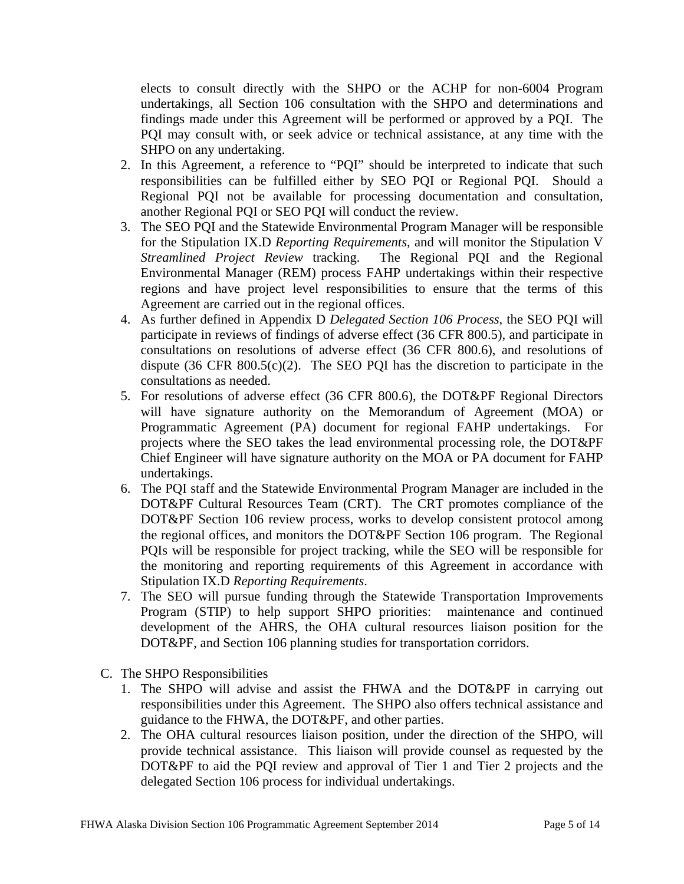elects to consult directly with the SHPO or the ACHP for non-6004 Program undertakings, all Section 106 consultation with the SHPO and determinations and findings made under this Agreement will be performed or approved by a PQI. The PQI may consult with, or seek advice or technical assistance, at any time with the SHPO on any undertaking.

2. In this Agreement, a reference to "PQI" should be interpreted to indicate that such responsibilities can be fulfilled either by SEO PQI or Regional PQI. Should a Regional PQI not be available for processing documentation and consultation, another Regional PQI or SEO PQI will conduct the review.
3. The SEO PQI and the Statewide Environmental Program Manager will be responsible for the Stipulation IX.D *Reporting Requirements*, and will monitor the Stipulation V *Streamlined Project Review* tracking. The Regional PQI and the Regional Environmental Manager (REM) process FAHP undertakings within their respective regions and have project level responsibilities to ensure that the terms of this Agreement are carried out in the regional offices.
4. As further defined in Appendix D *Delegated Section 106 Process*, the SEO PQI will participate in reviews of findings of adverse effect (36 CFR 800.5), and participate in consultations on resolutions of adverse effect (36 CFR 800.6), and resolutions of dispute (36 CFR 800.5(c)(2). The SEO PQI has the discretion to participate in the consultations as needed.
5. For resolutions of adverse effect (36 CFR 800.6), the DOT&PF Regional Directors will have signature authority on the Memorandum of Agreement (MOA) or Programmatic Agreement (PA) document for regional FAHP undertakings. For projects where the SEO takes the lead environmental processing role, the DOT&PF Chief Engineer will have signature authority on the MOA or PA document for FAHP undertakings.
6. The PQI staff and the Statewide Environmental Program Manager are included in the DOT&PF Cultural Resources Team (CRT). The CRT promotes compliance of the DOT&PF Section 106 review process, works to develop consistent protocol among the regional offices, and monitors the DOT&PF Section 106 program. The Regional PQIs will be responsible for project tracking, while the SEO will be responsible for the monitoring and reporting requirements of this Agreement in accordance with Stipulation IX.D *Reporting Requirements*.
7. The SEO will pursue funding through the Statewide Transportation Improvements Program (STIP) to help support SHPO priorities: maintenance and continued development of the AHRS, the OHA cultural resources liaison position for the DOT&PF, and Section 106 planning studies for transportation corridors.

C. The SHPO Responsibilities

1. The SHPO will advise and assist the FHWA and the DOT&PF in carrying out responsibilities under this Agreement. The SHPO also offers technical assistance and guidance to the FHWA, the DOT&PF, and other parties.
2. The OHA cultural resources liaison position, under the direction of the SHPO, will provide technical assistance. This liaison will provide counsel as requested by the DOT&PF to aid the PQI review and approval of Tier 1 and Tier 2 projects and the delegated Section 106 process for individual undertakings.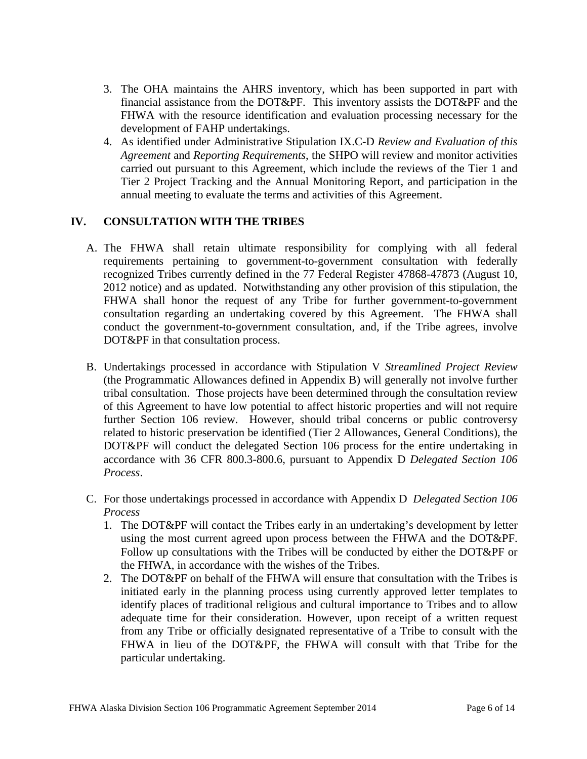3. The OHA maintains the AHRS inventory, which has been supported in part with financial assistance from the DOT&PF. This inventory assists the DOT&PF and the FHWA with the resource identification and evaluation processing necessary for the development of FAHP undertakings.
4. As identified under Administrative Stipulation IX.C-D *Review and Evaluation of this Agreement* and *Reporting Requirements*, the SHPO will review and monitor activities carried out pursuant to this Agreement, which include the reviews of the Tier 1 and Tier 2 Project Tracking and the Annual Monitoring Report, and participation in the annual meeting to evaluate the terms and activities of this Agreement.

## IV. CONSULTATION WITH THE TRIBES

A. The FHWA shall retain ultimate responsibility for complying with all federal requirements pertaining to government-to-government consultation with federally recognized Tribes currently defined in the 77 Federal Register 47868-47873 (August 10, 2012 notice) and as updated. Notwithstanding any other provision of this stipulation, the FHWA shall honor the request of any Tribe for further government-to-government consultation regarding an undertaking covered by this Agreement. The FHWA shall conduct the government-to-government consultation, and, if the Tribe agrees, involve DOT&PF in that consultation process.

B. Undertakings processed in accordance with Stipulation V *Streamlined Project Review* (the Programmatic Allowances defined in Appendix B) will generally not involve further tribal consultation. Those projects have been determined through the consultation review of this Agreement to have low potential to affect historic properties and will not require further Section 106 review. However, should tribal concerns or public controversy related to historic preservation be identified (Tier 2 Allowances, General Conditions), the DOT&PF will conduct the delegated Section 106 process for the entire undertaking in accordance with 36 CFR 800.3-800.6, pursuant to Appendix D *Delegated Section 106 Process*.

C. For those undertakings processed in accordance with Appendix D *Delegated Section 106 Process*
   1. The DOT&PF will contact the Tribes early in an undertaking's development by letter using the most current agreed upon process between the FHWA and the DOT&PF. Follow up consultations with the Tribes will be conducted by either the DOT&PF or the FHWA, in accordance with the wishes of the Tribes.
   2. The DOT&PF on behalf of the FHWA will ensure that consultation with the Tribes is initiated early in the planning process using currently approved letter templates to identify places of traditional religious and cultural importance to Tribes and to allow adequate time for their consideration. However, upon receipt of a written request from any Tribe or officially designated representative of a Tribe to consult with the FHWA in lieu of the DOT&PF, the FHWA will consult with that Tribe for the particular undertaking.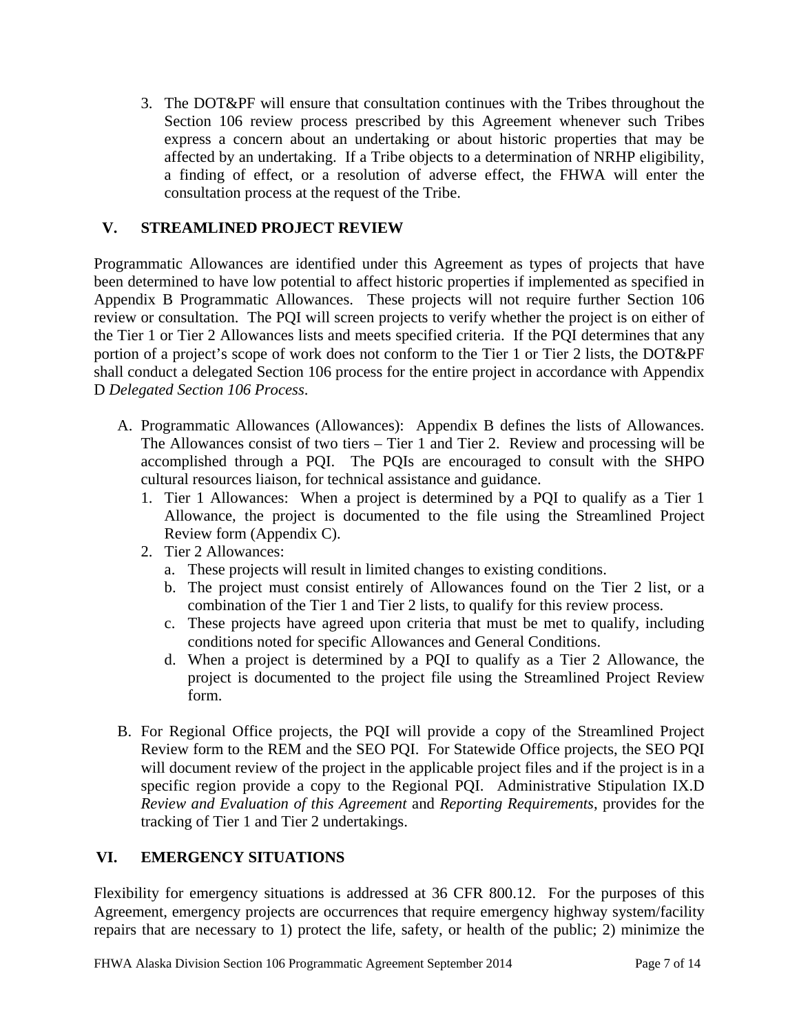3. The DOT&PF will ensure that consultation continues with the Tribes throughout the Section 106 review process prescribed by this Agreement whenever such Tribes express a concern about an undertaking or about historic properties that may be affected by an undertaking. If a Tribe objects to a determination of NRHP eligibility, a finding of effect, or a resolution of adverse effect, the FHWA will enter the consultation process at the request of the Tribe.

## V. STREAMLINED PROJECT REVIEW

Programmatic Allowances are identified under this Agreement as types of projects that have been determined to have low potential to affect historic properties if implemented as specified in Appendix B Programmatic Allowances. These projects will not require further Section 106 review or consultation. The PQI will screen projects to verify whether the project is on either of the Tier 1 or Tier 2 Allowances lists and meets specified criteria. If the PQI determines that any portion of a project's scope of work does not conform to the Tier 1 or Tier 2 lists, the DOT&PF shall conduct a delegated Section 106 process for the entire project in accordance with Appendix D *Delegated Section 106 Process*.

A. Programmatic Allowances (Allowances): Appendix B defines the lists of Allowances. The Allowances consist of two tiers – Tier 1 and Tier 2. Review and processing will be accomplished through a PQI. The PQIs are encouraged to consult with the SHPO cultural resources liaison, for technical assistance and guidance.
   1. Tier 1 Allowances: When a project is determined by a PQI to qualify as a Tier 1 Allowance, the project is documented to the file using the Streamlined Project Review form (Appendix C).
   2. Tier 2 Allowances:
      a. These projects will result in limited changes to existing conditions.
      b. The project must consist entirely of Allowances found on the Tier 2 list, or a combination of the Tier 1 and Tier 2 lists, to qualify for this review process.
      c. These projects have agreed upon criteria that must be met to qualify, including conditions noted for specific Allowances and General Conditions.
      d. When a project is determined by a PQI to qualify as a Tier 2 Allowance, the project is documented to the project file using the Streamlined Project Review form.

B. For Regional Office projects, the PQI will provide a copy of the Streamlined Project Review form to the REM and the SEO PQI. For Statewide Office projects, the SEO PQI will document review of the project in the applicable project files and if the project is in a specific region provide a copy to the Regional PQI. Administrative Stipulation IX.D *Review and Evaluation of this Agreement* and *Reporting Requirements*, provides for the tracking of Tier 1 and Tier 2 undertakings.

## VI. EMERGENCY SITUATIONS

Flexibility for emergency situations is addressed at 36 CFR 800.12. For the purposes of this Agreement, emergency projects are occurrences that require emergency highway system/facility repairs that are necessary to 1) protect the life, safety, or health of the public; 2) minimize the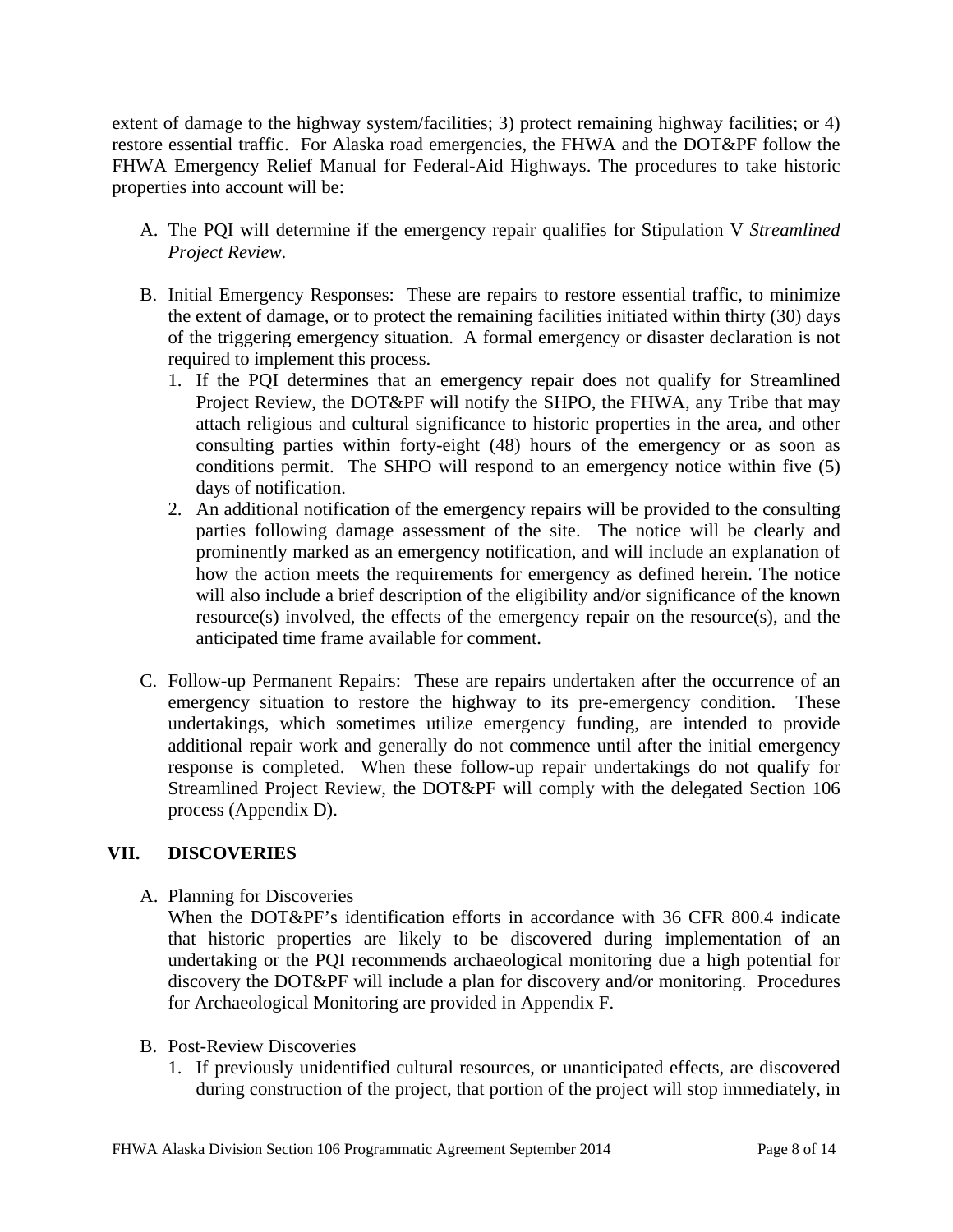extent of damage to the highway system/facilities; 3) protect remaining highway facilities; or 4) restore essential traffic. For Alaska road emergencies, the FHWA and the DOT&PF follow the FHWA Emergency Relief Manual for Federal-Aid Highways. The procedures to take historic properties into account will be:

A. The PQI will determine if the emergency repair qualifies for Stipulation V *Streamlined Project Review*.

B. Initial Emergency Responses: These are repairs to restore essential traffic, to minimize the extent of damage, or to protect the remaining facilities initiated within thirty (30) days of the triggering emergency situation. A formal emergency or disaster declaration is not required to implement this process.
   1. If the PQI determines that an emergency repair does not qualify for Streamlined Project Review, the DOT&PF will notify the SHPO, the FHWA, any Tribe that may attach religious and cultural significance to historic properties in the area, and other consulting parties within forty-eight (48) hours of the emergency or as soon as conditions permit. The SHPO will respond to an emergency notice within five (5) days of notification.
   2. An additional notification of the emergency repairs will be provided to the consulting parties following damage assessment of the site. The notice will be clearly and prominently marked as an emergency notification, and will include an explanation of how the action meets the requirements for emergency as defined herein. The notice will also include a brief description of the eligibility and/or significance of the known resource(s) involved, the effects of the emergency repair on the resource(s), and the anticipated time frame available for comment.

C. Follow-up Permanent Repairs: These are repairs undertaken after the occurrence of an emergency situation to restore the highway to its pre-emergency condition. These undertakings, which sometimes utilize emergency funding, are intended to provide additional repair work and generally do not commence until after the initial emergency response is completed. When these follow-up repair undertakings do not qualify for Streamlined Project Review, the DOT&PF will comply with the delegated Section 106 process (Appendix D).

## VII. DISCOVERIES

A. Planning for Discoveries

   When the DOT&PF's identification efforts in accordance with 36 CFR 800.4 indicate that historic properties are likely to be discovered during implementation of an undertaking or the PQI recommends archaeological monitoring due a high potential for discovery the DOT&PF will include a plan for discovery and/or monitoring. Procedures for Archaeological Monitoring are provided in Appendix F.

B. Post-Review Discoveries
   1. If previously unidentified cultural resources, or unanticipated effects, are discovered during construction of the project, that portion of the project will stop immediately, in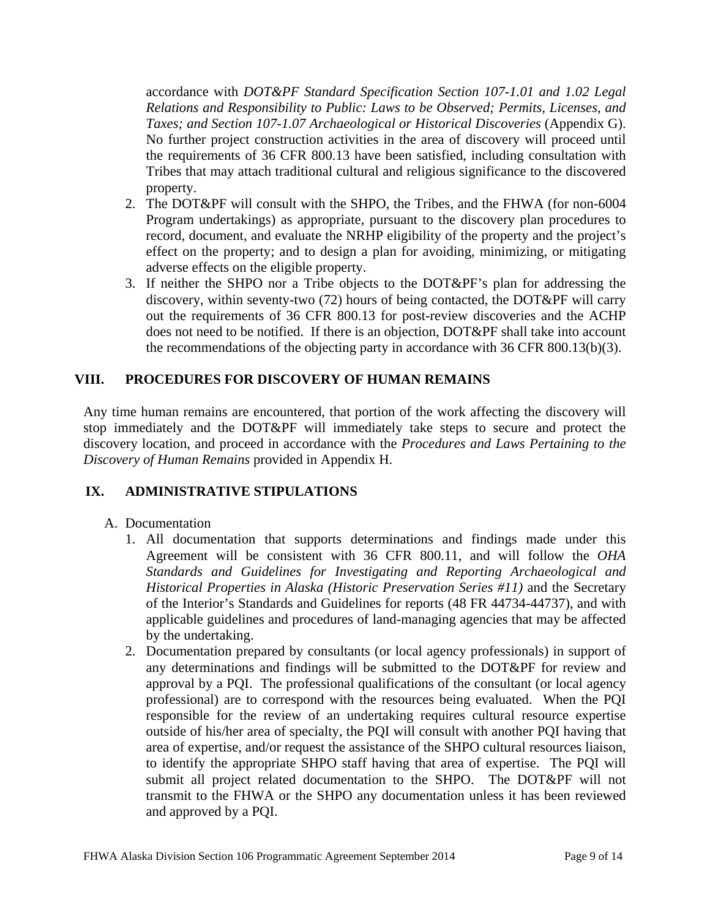accordance with *DOT&PF Standard Specification Section 107-1.01 and 1.02 Legal Relations and Responsibility to Public: Laws to be Observed; Permits, Licenses, and Taxes; and Section 107-1.07 Archaeological or Historical Discoveries* (Appendix G). No further project construction activities in the area of discovery will proceed until the requirements of 36 CFR 800.13 have been satisfied, including consultation with Tribes that may attach traditional cultural and religious significance to the discovered property.

2. The DOT&PF will consult with the SHPO, the Tribes, and the FHWA (for non-6004 Program undertakings) as appropriate, pursuant to the discovery plan procedures to record, document, and evaluate the NRHP eligibility of the property and the project's effect on the property; and to design a plan for avoiding, minimizing, or mitigating adverse effects on the eligible property.
3. If neither the SHPO nor a Tribe objects to the DOT&PF's plan for addressing the discovery, within seventy-two (72) hours of being contacted, the DOT&PF will carry out the requirements of 36 CFR 800.13 for post-review discoveries and the ACHP does not need to be notified. If there is an objection, DOT&PF shall take into account the recommendations of the objecting party in accordance with 36 CFR 800.13(b)(3).

## VIII. PROCEDURES FOR DISCOVERY OF HUMAN REMAINS

Any time human remains are encountered, that portion of the work affecting the discovery will stop immediately and the DOT&PF will immediately take steps to secure and protect the discovery location, and proceed in accordance with the *Procedures and Laws Pertaining to the Discovery of Human Remains* provided in Appendix H.

## IX. ADMINISTRATIVE STIPULATIONS

A. Documentation

1. All documentation that supports determinations and findings made under this Agreement will be consistent with 36 CFR 800.11, and will follow the *OHA Standards and Guidelines for Investigating and Reporting Archaeological and Historical Properties in Alaska (Historic Preservation Series #11)* and the Secretary of the Interior's Standards and Guidelines for reports (48 FR 44734-44737), and with applicable guidelines and procedures of land-managing agencies that may be affected by the undertaking.
2. Documentation prepared by consultants (or local agency professionals) in support of any determinations and findings will be submitted to the DOT&PF for review and approval by a PQI. The professional qualifications of the consultant (or local agency professional) are to correspond with the resources being evaluated. When the PQI responsible for the review of an undertaking requires cultural resource expertise outside of his/her area of specialty, the PQI will consult with another PQI having that area of expertise, and/or request the assistance of the SHPO cultural resources liaison, to identify the appropriate SHPO staff having that area of expertise. The PQI will submit all project related documentation to the SHPO. The DOT&PF will not transmit to the FHWA or the SHPO any documentation unless it has been reviewed and approved by a PQI.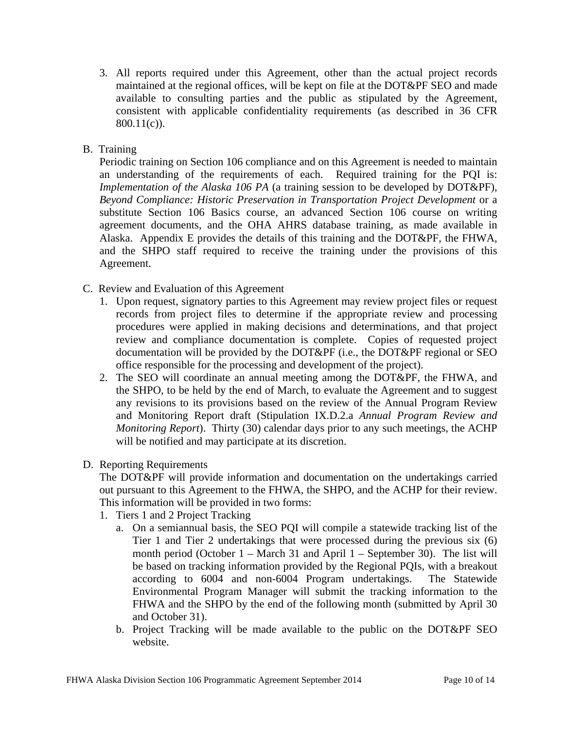3. All reports required under this Agreement, other than the actual project records maintained at the regional offices, will be kept on file at the DOT&PF SEO and made available to consulting parties and the public as stipulated by the Agreement, consistent with applicable confidentiality requirements (as described in 36 CFR 800.11(c)).

B. Training

Periodic training on Section 106 compliance and on this Agreement is needed to maintain an understanding of the requirements of each. Required training for the PQI is: *Implementation of the Alaska 106 PA* (a training session to be developed by DOT&PF), *Beyond Compliance: Historic Preservation in Transportation Project Development* or a substitute Section 106 Basics course, an advanced Section 106 course on writing agreement documents, and the OHA AHRS database training, as made available in Alaska. Appendix E provides the details of this training and the DOT&PF, the FHWA, and the SHPO staff required to receive the training under the provisions of this Agreement.

C. Review and Evaluation of this Agreement

1. Upon request, signatory parties to this Agreement may review project files or request records from project files to determine if the appropriate review and processing procedures were applied in making decisions and determinations, and that project review and compliance documentation is complete. Copies of requested project documentation will be provided by the DOT&PF (i.e., the DOT&PF regional or SEO office responsible for the processing and development of the project).
2. The SEO will coordinate an annual meeting among the DOT&PF, the FHWA, and the SHPO, to be held by the end of March, to evaluate the Agreement and to suggest any revisions to its provisions based on the review of the Annual Program Review and Monitoring Report draft (Stipulation IX.D.2.a *Annual Program Review and Monitoring Report*). Thirty (30) calendar days prior to any such meetings, the ACHP will be notified and may participate at its discretion.

D. Reporting Requirements

The DOT&PF will provide information and documentation on the undertakings carried out pursuant to this Agreement to the FHWA, the SHPO, and the ACHP for their review. This information will be provided in two forms:

1. Tiers 1 and 2 Project Tracking
   a. On a semiannual basis, the SEO PQI will compile a statewide tracking list of the Tier 1 and Tier 2 undertakings that were processed during the previous six (6) month period (October 1 – March 31 and April 1 – September 30). The list will be based on tracking information provided by the Regional PQIs, with a breakout according to 6004 and non-6004 Program undertakings. The Statewide Environmental Program Manager will submit the tracking information to the FHWA and the SHPO by the end of the following month (submitted by April 30 and October 31).
   b. Project Tracking will be made available to the public on the DOT&PF SEO website.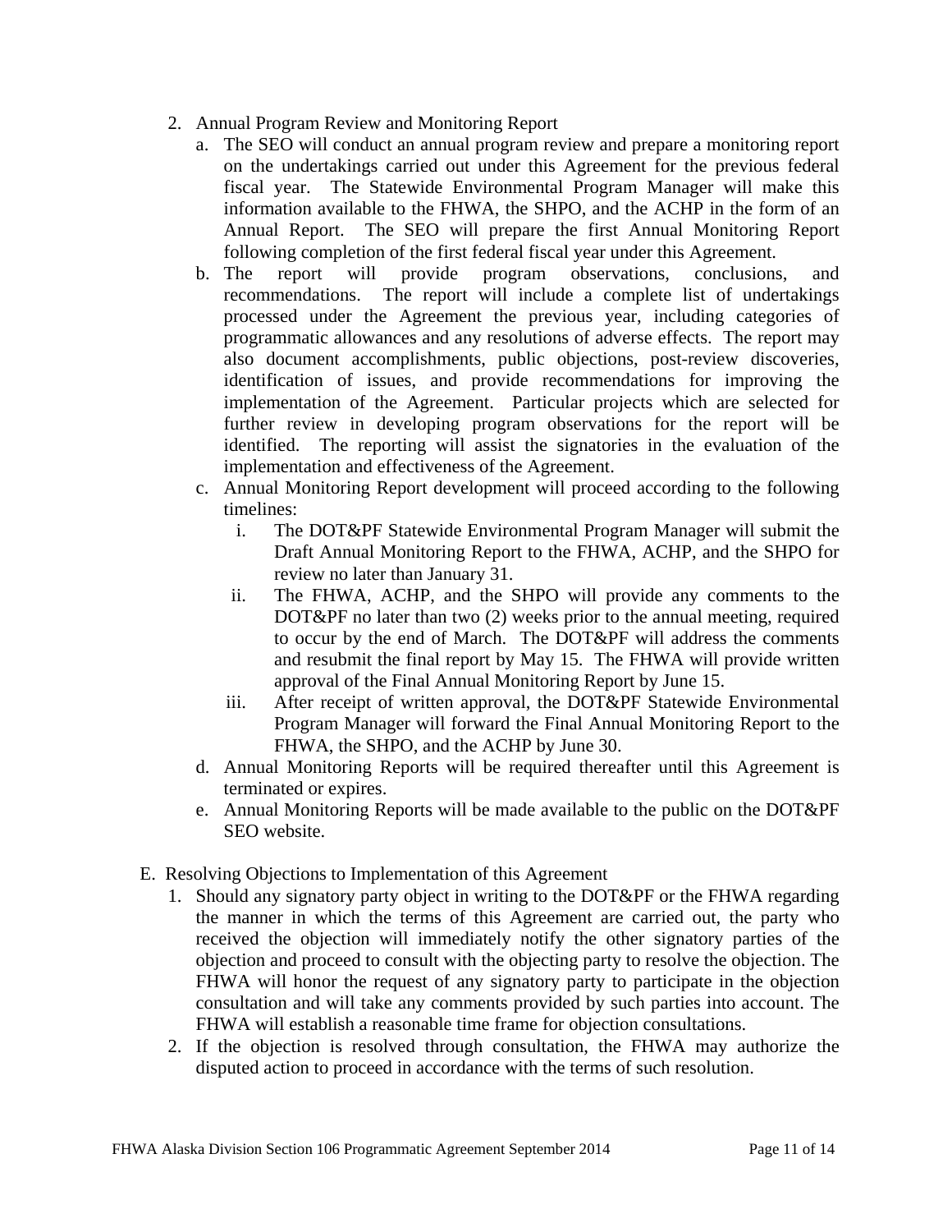2. Annual Program Review and Monitoring Report
   a. The SEO will conduct an annual program review and prepare a monitoring report on the undertakings carried out under this Agreement for the previous federal fiscal year. The Statewide Environmental Program Manager will make this information available to the FHWA, the SHPO, and the ACHP in the form of an Annual Report. The SEO will prepare the first Annual Monitoring Report following completion of the first federal fiscal year under this Agreement.
   b. The report will provide program observations, conclusions, and recommendations. The report will include a complete list of undertakings processed under the Agreement the previous year, including categories of programmatic allowances and any resolutions of adverse effects. The report may also document accomplishments, public objections, post-review discoveries, identification of issues, and provide recommendations for improving the implementation of the Agreement. Particular projects which are selected for further review in developing program observations for the report will be identified. The reporting will assist the signatories in the evaluation of the implementation and effectiveness of the Agreement.
   c. Annual Monitoring Report development will proceed according to the following timelines:
      i. The DOT&PF Statewide Environmental Program Manager will submit the Draft Annual Monitoring Report to the FHWA, ACHP, and the SHPO for review no later than January 31.
      ii. The FHWA, ACHP, and the SHPO will provide any comments to the DOT&PF no later than two (2) weeks prior to the annual meeting, required to occur by the end of March. The DOT&PF will address the comments and resubmit the final report by May 15. The FHWA will provide written approval of the Final Annual Monitoring Report by June 15.
      iii. After receipt of written approval, the DOT&PF Statewide Environmental Program Manager will forward the Final Annual Monitoring Report to the FHWA, the SHPO, and the ACHP by June 30.
   d. Annual Monitoring Reports will be required thereafter until this Agreement is terminated or expires.
   e. Annual Monitoring Reports will be made available to the public on the DOT&PF SEO website.

E. Resolving Objections to Implementation of this Agreement
   1. Should any signatory party object in writing to the DOT&PF or the FHWA regarding the manner in which the terms of this Agreement are carried out, the party who received the objection will immediately notify the other signatory parties of the objection and proceed to consult with the objecting party to resolve the objection. The FHWA will honor the request of any signatory party to participate in the objection consultation and will take any comments provided by such parties into account. The FHWA will establish a reasonable time frame for objection consultations.
   2. If the objection is resolved through consultation, the FHWA may authorize the disputed action to proceed in accordance with the terms of such resolution.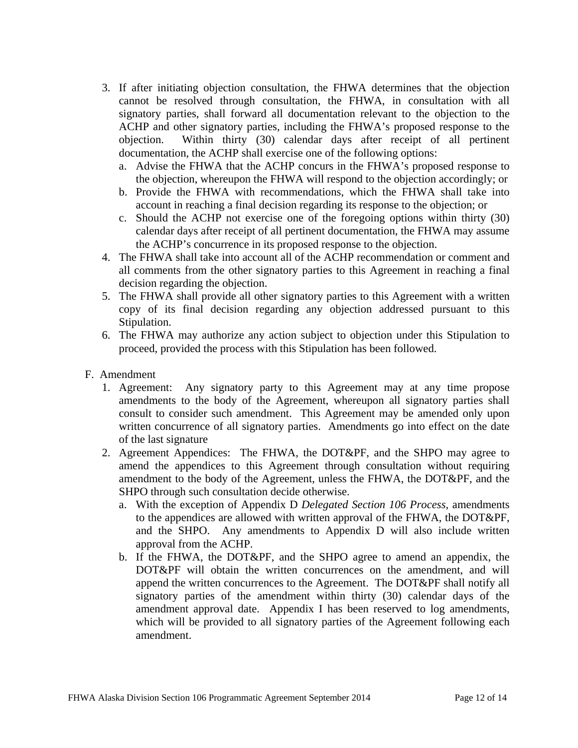3. If after initiating objection consultation, the FHWA determines that the objection cannot be resolved through consultation, the FHWA, in consultation with all signatory parties, shall forward all documentation relevant to the objection to the ACHP and other signatory parties, including the FHWA's proposed response to the objection. Within thirty (30) calendar days after receipt of all pertinent documentation, the ACHP shall exercise one of the following options:
   a. Advise the FHWA that the ACHP concurs in the FHWA's proposed response to the objection, whereupon the FHWA will respond to the objection accordingly; or
   b. Provide the FHWA with recommendations, which the FHWA shall take into account in reaching a final decision regarding its response to the objection; or
   c. Should the ACHP not exercise one of the foregoing options within thirty (30) calendar days after receipt of all pertinent documentation, the FHWA may assume the ACHP's concurrence in its proposed response to the objection.
4. The FHWA shall take into account all of the ACHP recommendation or comment and all comments from the other signatory parties to this Agreement in reaching a final decision regarding the objection.
5. The FHWA shall provide all other signatory parties to this Agreement with a written copy of its final decision regarding any objection addressed pursuant to this Stipulation.
6. The FHWA may authorize any action subject to objection under this Stipulation to proceed, provided the process with this Stipulation has been followed.

F. Amendment
1. Agreement: Any signatory party to this Agreement may at any time propose amendments to the body of the Agreement, whereupon all signatory parties shall consult to consider such amendment. This Agreement may be amended only upon written concurrence of all signatory parties. Amendments go into effect on the date of the last signature
2. Agreement Appendices: The FHWA, the DOT&PF, and the SHPO may agree to amend the appendices to this Agreement through consultation without requiring amendment to the body of the Agreement, unless the FHWA, the DOT&PF, and the SHPO through such consultation decide otherwise.
   a. With the exception of Appendix D *Delegated Section 106 Process*, amendments to the appendices are allowed with written approval of the FHWA, the DOT&PF, and the SHPO. Any amendments to Appendix D will also include written approval from the ACHP.
   b. If the FHWA, the DOT&PF, and the SHPO agree to amend an appendix, the DOT&PF will obtain the written concurrences on the amendment, and will append the written concurrences to the Agreement. The DOT&PF shall notify all signatory parties of the amendment within thirty (30) calendar days of the amendment approval date. Appendix I has been reserved to log amendments, which will be provided to all signatory parties of the Agreement following each amendment.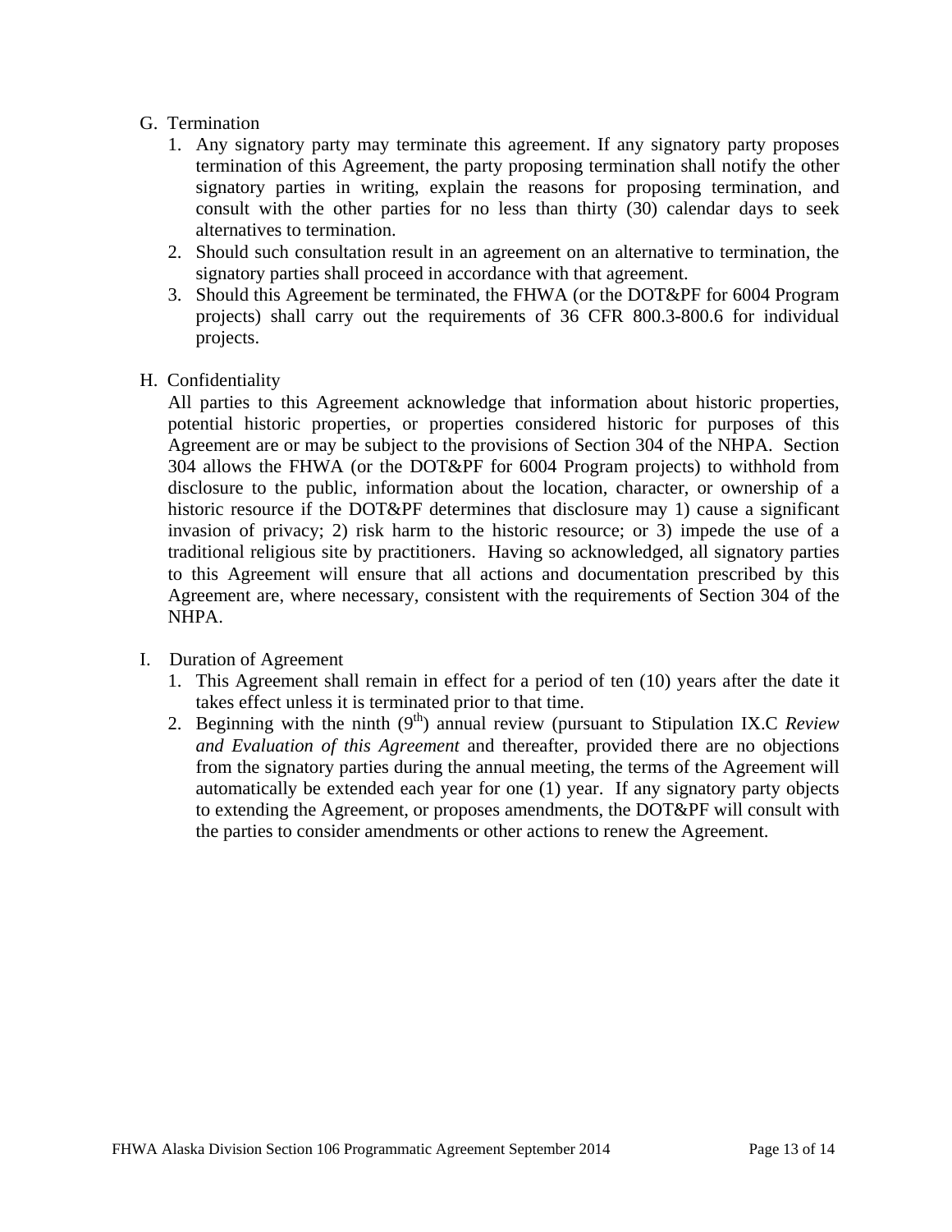G. Termination

1. Any signatory party may terminate this agreement. If any signatory party proposes termination of this Agreement, the party proposing termination shall notify the other signatory parties in writing, explain the reasons for proposing termination, and consult with the other parties for no less than thirty (30) calendar days to seek alternatives to termination.
2. Should such consultation result in an agreement on an alternative to termination, the signatory parties shall proceed in accordance with that agreement.
3. Should this Agreement be terminated, the FHWA (or the DOT&PF for 6004 Program projects) shall carry out the requirements of 36 CFR 800.3-800.6 for individual projects.

H. Confidentiality

All parties to this Agreement acknowledge that information about historic properties, potential historic properties, or properties considered historic for purposes of this Agreement are or may be subject to the provisions of Section 304 of the NHPA. Section 304 allows the FHWA (or the DOT&PF for 6004 Program projects) to withhold from disclosure to the public, information about the location, character, or ownership of a historic resource if the DOT&PF determines that disclosure may 1) cause a significant invasion of privacy; 2) risk harm to the historic resource; or 3) impede the use of a traditional religious site by practitioners. Having so acknowledged, all signatory parties to this Agreement will ensure that all actions and documentation prescribed by this Agreement are, where necessary, consistent with the requirements of Section 304 of the NHPA.

I. Duration of Agreement

1. This Agreement shall remain in effect for a period of ten (10) years after the date it takes effect unless it is terminated prior to that time.
2. Beginning with the ninth (9th) annual review (pursuant to Stipulation IX.C *Review and Evaluation of this Agreement* and thereafter, provided there are no objections from the signatory parties during the annual meeting, the terms of the Agreement will automatically be extended each year for one (1) year. If any signatory party objects to extending the Agreement, or proposes amendments, the DOT&PF will consult with the parties to consider amendments or other actions to renew the Agreement.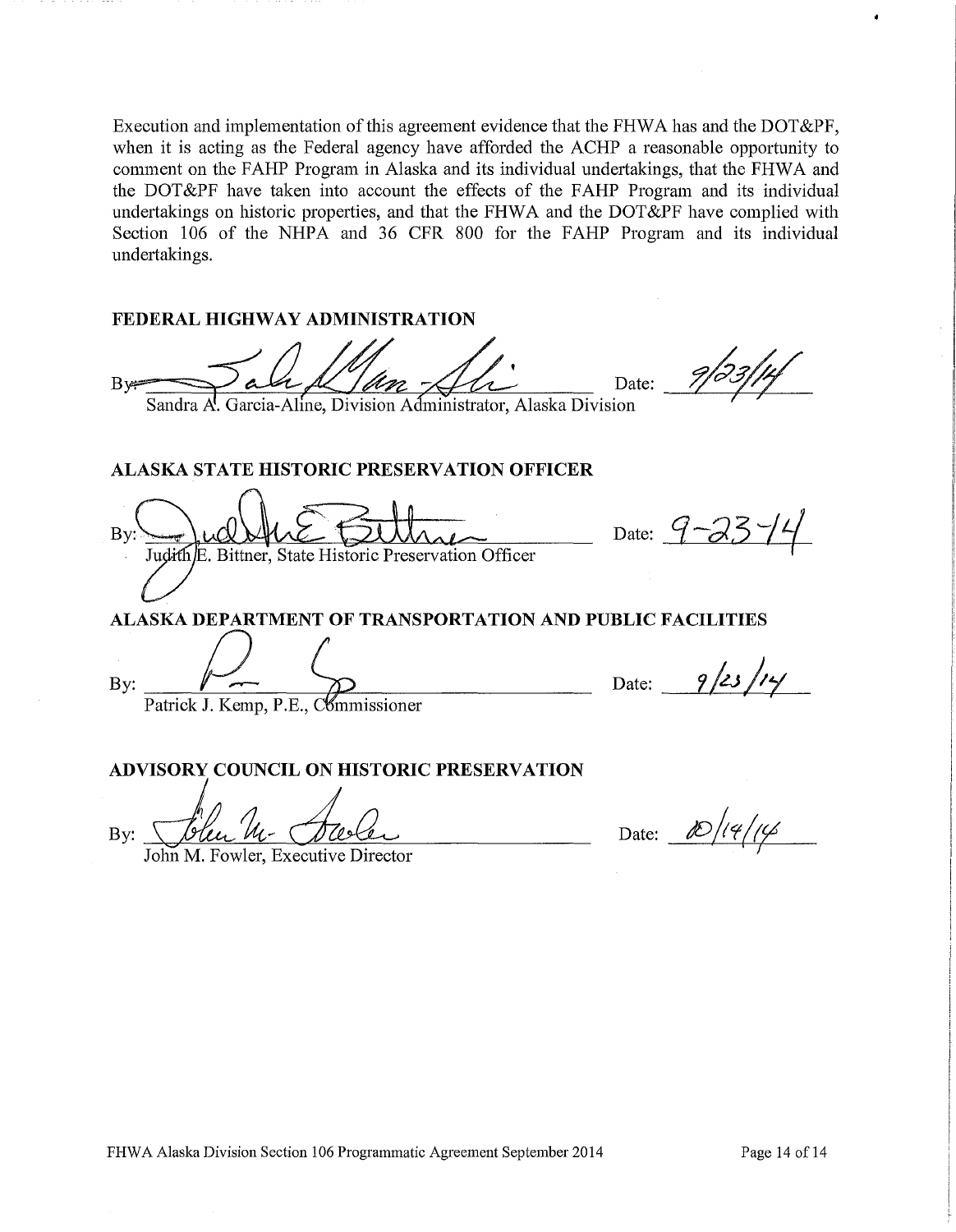Execution and implementation of this agreement evidence that the FHWA has and the DOT&PF, when it is acting as the Federal agency have afforded the ACHP a reasonable opportunity to comment on the FAHP Program in Alaska and its individual undertakings, that the FHWA and the DOT&PF have taken into account the effects of the FAHP Program and its individual undertakings on historic properties, and that the FHWA and the DOT&PF have complied with Section 106 of the NHPA and 36 CFR 800 for the FAHP Program and its individual undertakings.

**FEDERAL HIGHWAY ADMINISTRATION**

By: ______________________________ Date: 9/23/14
Sandra A. Garcia-Aline, Division Administrator, Alaska Division

**ALASKA STATE HISTORIC PRESERVATION OFFICER**

By: ______________________________ Date: 9-23-14
Judith E. Bittner, State Historic Preservation Officer

**ALASKA DEPARTMENT OF TRANSPORTATION AND PUBLIC FACILITIES**

By: ______________________________ Date: 9/23/14
Patrick J. Kemp, P.E., Commissioner

**ADVISORY COUNCIL ON HISTORIC PRESERVATION**

By: ______________________________ Date: 10/14/14
John M. Fowler, Executive Director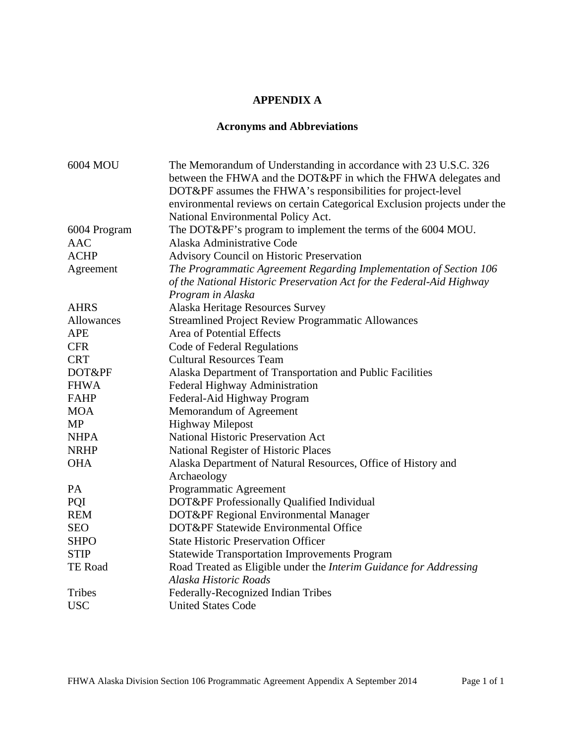# APPENDIX A

## Acronyms and Abbreviations

| | |
|---|---|
| 6004 MOU | The Memorandum of Understanding in accordance with 23 U.S.C. 326 between the FHWA and the DOT&PF in which the FHWA delegates and DOT&PF assumes the FHWA's responsibilities for project-level environmental reviews on certain Categorical Exclusion projects under the National Environmental Policy Act. |
| 6004 Program | The DOT&PF's program to implement the terms of the 6004 MOU. |
| AAC | Alaska Administrative Code |
| ACHP | Advisory Council on Historic Preservation |
| Agreement | *The Programmatic Agreement Regarding Implementation of Section 106 of the National Historic Preservation Act for the Federal-Aid Highway Program in Alaska* |
| AHRS | Alaska Heritage Resources Survey |
| Allowances | Streamlined Project Review Programmatic Allowances |
| APE | Area of Potential Effects |
| CFR | Code of Federal Regulations |
| CRT | Cultural Resources Team |
| DOT&PF | Alaska Department of Transportation and Public Facilities |
| FHWA | Federal Highway Administration |
| FAHP | Federal-Aid Highway Program |
| MOA | Memorandum of Agreement |
| MP | Highway Milepost |
| NHPA | National Historic Preservation Act |
| NRHP | National Register of Historic Places |
| OHA | Alaska Department of Natural Resources, Office of History and Archaeology |
| PA | Programmatic Agreement |
| PQI | DOT&PF Professionally Qualified Individual |
| REM | DOT&PF Regional Environmental Manager |
| SEO | DOT&PF Statewide Environmental Office |
| SHPO | State Historic Preservation Officer |
| STIP | Statewide Transportation Improvements Program |
| TE Road | Road Treated as Eligible under the *Interim Guidance for Addressing Alaska Historic Roads* |
| Tribes | Federally-Recognized Indian Tribes |
| USC | United States Code |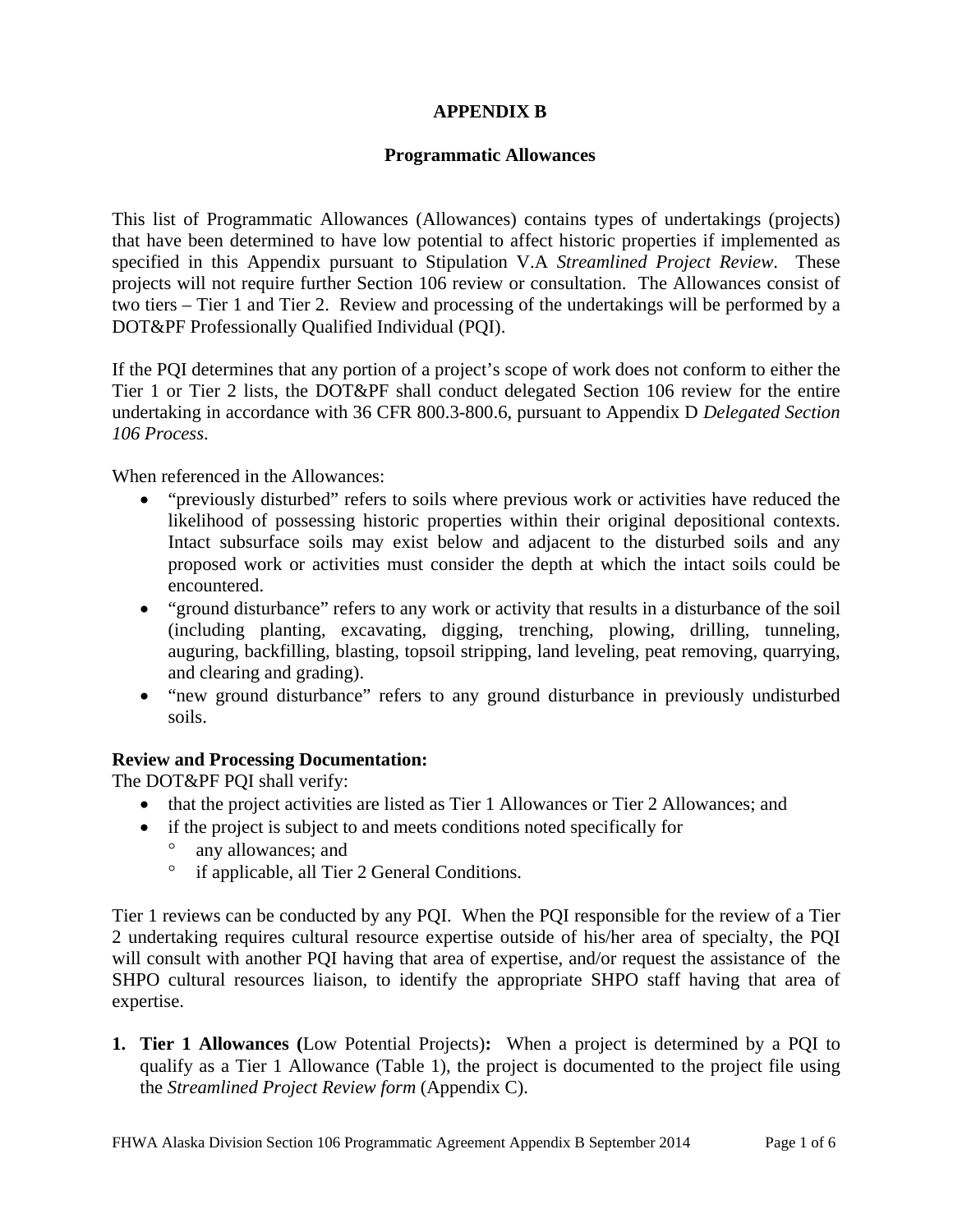# APPENDIX B

## Programmatic Allowances

This list of Programmatic Allowances (Allowances) contains types of undertakings (projects) that have been determined to have low potential to affect historic properties if implemented as specified in this Appendix pursuant to Stipulation V.A *Streamlined Project Review*. These projects will not require further Section 106 review or consultation. The Allowances consist of two tiers – Tier 1 and Tier 2. Review and processing of the undertakings will be performed by a DOT&PF Professionally Qualified Individual (PQI).

If the PQI determines that any portion of a project's scope of work does not conform to either the Tier 1 or Tier 2 lists, the DOT&PF shall conduct delegated Section 106 review for the entire undertaking in accordance with 36 CFR 800.3-800.6, pursuant to Appendix D *Delegated Section 106 Process*.

When referenced in the Allowances:

- "previously disturbed" refers to soils where previous work or activities have reduced the likelihood of possessing historic properties within their original depositional contexts. Intact subsurface soils may exist below and adjacent to the disturbed soils and any proposed work or activities must consider the depth at which the intact soils could be encountered.
- "ground disturbance" refers to any work or activity that results in a disturbance of the soil (including planting, excavating, digging, trenching, plowing, drilling, tunneling, auguring, backfilling, blasting, topsoil stripping, land leveling, peat removing, quarrying, and clearing and grading).
- "new ground disturbance" refers to any ground disturbance in previously undisturbed soils.

**Review and Processing Documentation:**

The DOT&PF PQI shall verify:

- that the project activities are listed as Tier 1 Allowances or Tier 2 Allowances; and
- if the project is subject to and meets conditions noted specifically for
  - any allowances; and
  - if applicable, all Tier 2 General Conditions.

Tier 1 reviews can be conducted by any PQI. When the PQI responsible for the review of a Tier 2 undertaking requires cultural resource expertise outside of his/her area of specialty, the PQI will consult with another PQI having that area of expertise, and/or request the assistance of the SHPO cultural resources liaison, to identify the appropriate SHPO staff having that area of expertise.

1. **Tier 1 Allowances (**Low Potential Projects**):** When a project is determined by a PQI to qualify as a Tier 1 Allowance (Table 1), the project is documented to the project file using the *Streamlined Project Review form* (Appendix C).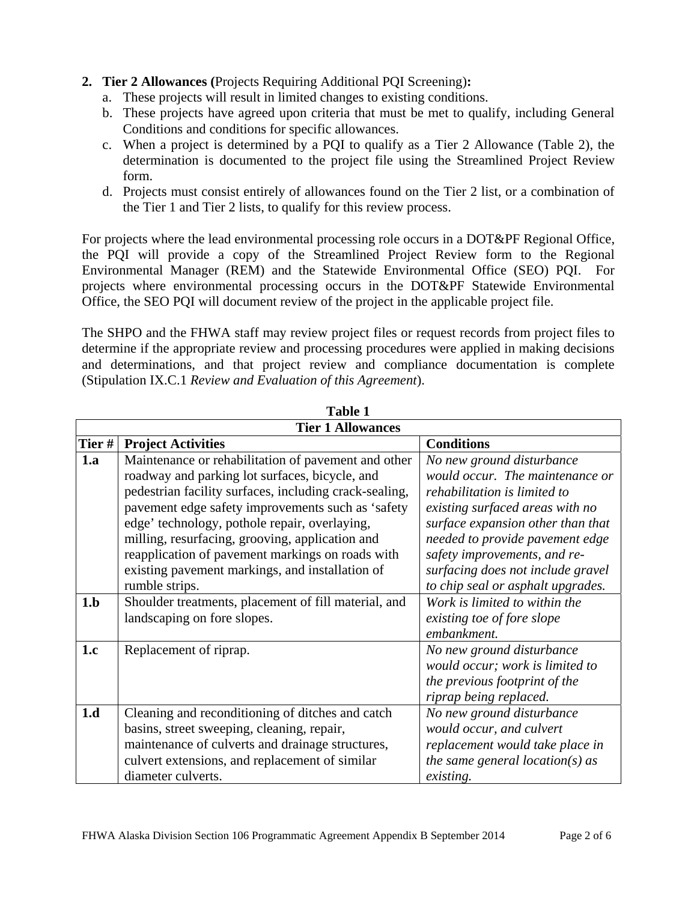2. **Tier 2 Allowances (**Projects Requiring Additional PQI Screening)**:**
   a. These projects will result in limited changes to existing conditions.
   b. These projects have agreed upon criteria that must be met to qualify, including General Conditions and conditions for specific allowances.
   c. When a project is determined by a PQI to qualify as a Tier 2 Allowance (Table 2), the determination is documented to the project file using the Streamlined Project Review form.
   d. Projects must consist entirely of allowances found on the Tier 2 list, or a combination of the Tier 1 and Tier 2 lists, to qualify for this review process.

For projects where the lead environmental processing role occurs in a DOT&PF Regional Office, the PQI will provide a copy of the Streamlined Project Review form to the Regional Environmental Manager (REM) and the Statewide Environmental Office (SEO) PQI. For projects where environmental processing occurs in the DOT&PF Statewide Environmental Office, the SEO PQI will document review of the project in the applicable project file.

The SHPO and the FHWA staff may review project files or request records from project files to determine if the appropriate review and processing procedures were applied in making decisions and determinations, and that project review and compliance documentation is complete (Stipulation IX.C.1 *Review and Evaluation of this Agreement*).

**Table 1**

| **Tier 1 Allowances** | | |
|---|---|---|
| **Tier #** | **Project Activities** | **Conditions** |
| **1.a** | Maintenance or rehabilitation of pavement and other roadway and parking lot surfaces, bicycle, and pedestrian facility surfaces, including crack-sealing, pavement edge safety improvements such as 'safety edge' technology, pothole repair, overlaying, milling, resurfacing, grooving, application and reapplication of pavement markings on roads with existing pavement markings, and installation of rumble strips. | *No new ground disturbance would occur. The maintenance or rehabilitation is limited to existing surfaced areas with no surface expansion other than that needed to provide pavement edge safety improvements, and re-surfacing does not include gravel to chip seal or asphalt upgrades.* |
| **1.b** | Shoulder treatments, placement of fill material, and landscaping on fore slopes. | *Work is limited to within the existing toe of fore slope embankment.* |
| **1.c** | Replacement of riprap. | *No new ground disturbance would occur; work is limited to the previous footprint of the riprap being replaced.* |
| **1.d** | Cleaning and reconditioning of ditches and catch basins, street sweeping, cleaning, repair, maintenance of culverts and drainage structures, culvert extensions, and replacement of similar diameter culverts. | *No new ground disturbance would occur, and culvert replacement would take place in the same general location(s) as existing.* |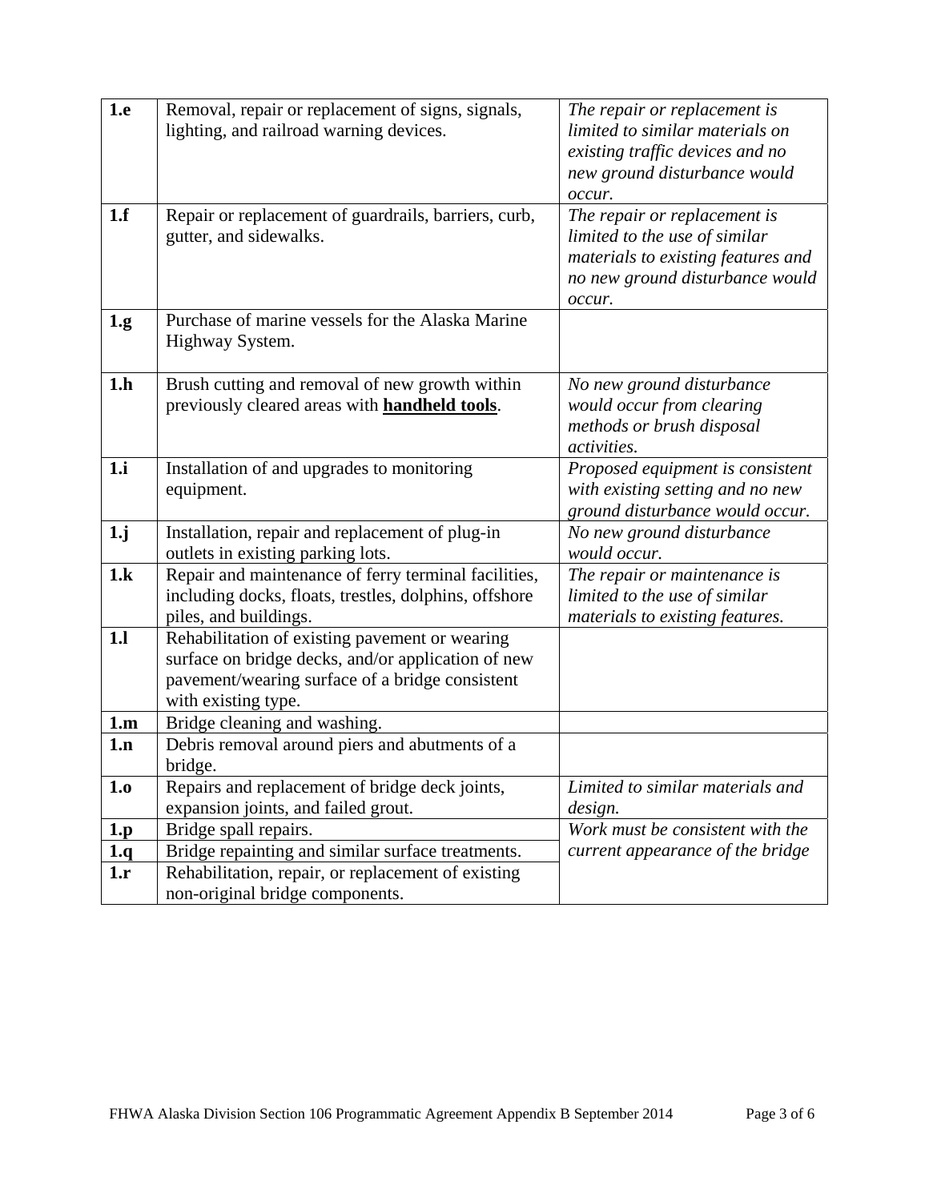| | | |
|---|---|---|
| **1.e** | Removal, repair or replacement of signs, signals, lighting, and railroad warning devices. | *The repair or replacement is limited to similar materials on existing traffic devices and no new ground disturbance would occur.* |
| **1.f** | Repair or replacement of guardrails, barriers, curb, gutter, and sidewalks. | *The repair or replacement is limited to the use of similar materials to existing features and no new ground disturbance would occur.* |
| **1.g** | Purchase of marine vessels for the Alaska Marine Highway System. | |
| **1.h** | Brush cutting and removal of new growth within previously cleared areas with **handheld tools**. | *No new ground disturbance would occur from clearing methods or brush disposal activities.* |
| **1.i** | Installation of and upgrades to monitoring equipment. | *Proposed equipment is consistent with existing setting and no new ground disturbance would occur.* |
| **1.j** | Installation, repair and replacement of plug-in outlets in existing parking lots. | *No new ground disturbance would occur.* |
| **1.k** | Repair and maintenance of ferry terminal facilities, including docks, floats, trestles, dolphins, offshore piles, and buildings. | *The repair or maintenance is limited to the use of similar materials to existing features.* |
| **1.l** | Rehabilitation of existing pavement or wearing surface on bridge decks, and/or application of new pavement/wearing surface of a bridge consistent with existing type. | |
| **1.m** | Bridge cleaning and washing. | |
| **1.n** | Debris removal around piers and abutments of a bridge. | |
| **1.o** | Repairs and replacement of bridge deck joints, expansion joints, and failed grout. | *Limited to similar materials and design.* |
| **1.p** | Bridge spall repairs. | *Work must be consistent with the current appearance of the bridge* |
| **1.q** | Bridge repainting and similar surface treatments. | |
| **1.r** | Rehabilitation, repair, or replacement of existing non-original bridge components. | |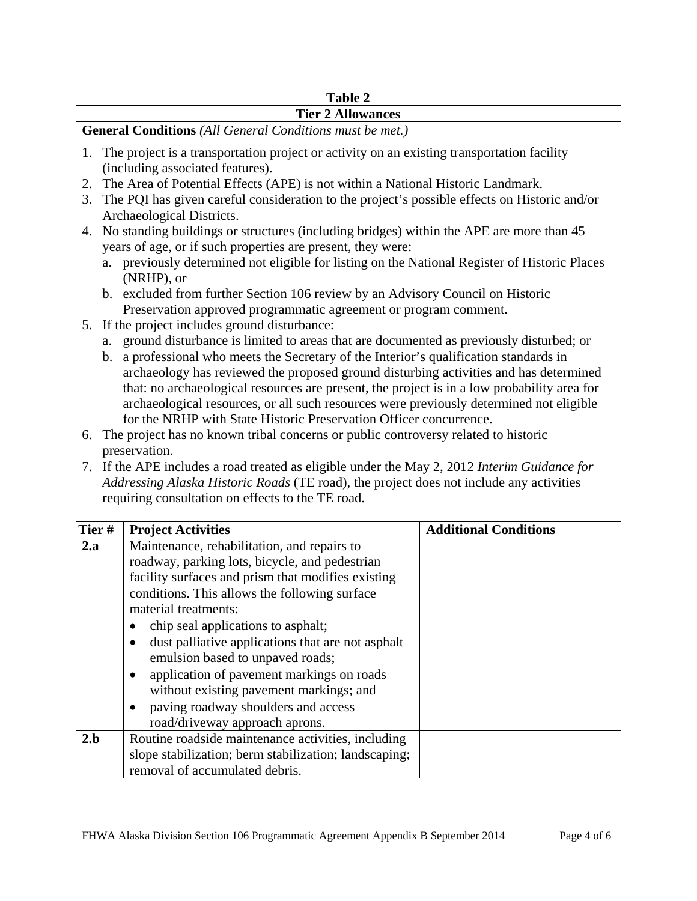**Table 2**

**Tier 2 Allowances**

**General Conditions** *(All General Conditions must be met.)*

1. The project is a transportation project or activity on an existing transportation facility (including associated features).
2. The Area of Potential Effects (APE) is not within a National Historic Landmark.
3. The PQI has given careful consideration to the project's possible effects on Historic and/or Archaeological Districts.
4. No standing buildings or structures (including bridges) within the APE are more than 45 years of age, or if such properties are present, they were:
   a. previously determined not eligible for listing on the National Register of Historic Places (NRHP), or
   b. excluded from further Section 106 review by an Advisory Council on Historic Preservation approved programmatic agreement or program comment.
5. If the project includes ground disturbance:
   a. ground disturbance is limited to areas that are documented as previously disturbed; or
   b. a professional who meets the Secretary of the Interior's qualification standards in archaeology has reviewed the proposed ground disturbing activities and has determined that: no archaeological resources are present, the project is in a low probability area for archaeological resources, or all such resources were previously determined not eligible for the NRHP with State Historic Preservation Officer concurrence.
6. The project has no known tribal concerns or public controversy related to historic preservation.
7. If the APE includes a road treated as eligible under the May 2, 2012 *Interim Guidance for Addressing Alaska Historic Roads* (TE road), the project does not include any activities requiring consultation on effects to the TE road.

| Tier # | Project Activities | Additional Conditions |
|---|---|---|
| **2.a** | Maintenance, rehabilitation, and repairs to roadway, parking lots, bicycle, and pedestrian facility surfaces and prism that modifies existing conditions. This allows the following surface material treatments:<br>• chip seal applications to asphalt;<br>• dust palliative applications that are not asphalt emulsion based to unpaved roads;<br>• application of pavement markings on roads without existing pavement markings; and<br>• paving roadway shoulders and access road/driveway approach aprons. | |
| **2.b** | Routine roadside maintenance activities, including slope stabilization; berm stabilization; landscaping; removal of accumulated debris. | |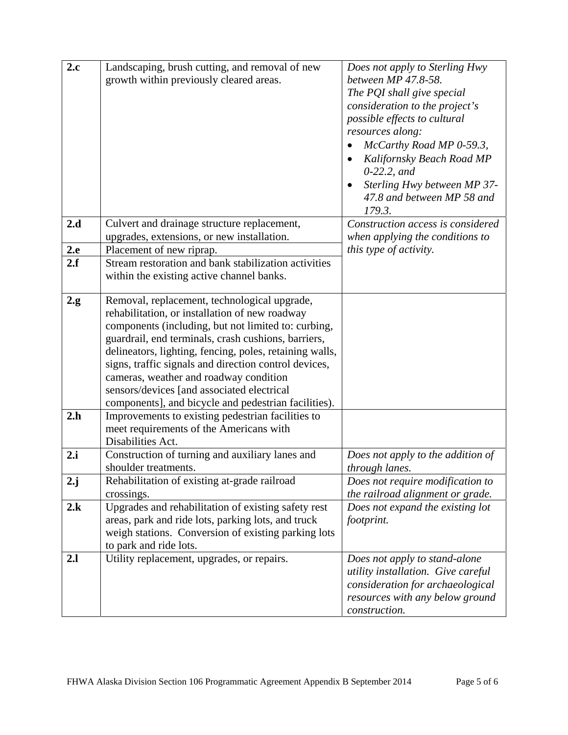| | | |
|---|---|---|
| **2.c** | Landscaping, brush cutting, and removal of new growth within previously cleared areas. | *Does not apply to Sterling Hwy between MP 47.8-58.* *The PQI shall give special consideration to the project's possible effects to cultural resources along:* <br>• *McCarthy Road MP 0-59.3,* <br>• *Kalifornsky Beach Road MP 0-22.2, and* <br>• *Sterling Hwy between MP 37-47.8 and between MP 58 and 179.3.* |
| **2.d** | Culvert and drainage structure replacement, upgrades, extensions, or new installation. | *Construction access is considered when applying the conditions to this type of activity.* |
| **2.e** | Placement of new riprap. | |
| **2.f** | Stream restoration and bank stabilization activities within the existing active channel banks. | |
| **2.g** | Removal, replacement, technological upgrade, rehabilitation, or installation of new roadway components (including, but not limited to: curbing, guardrail, end terminals, crash cushions, barriers, delineators, lighting, fencing, poles, retaining walls, signs, traffic signals and direction control devices, cameras, weather and roadway condition sensors/devices [and associated electrical components], and bicycle and pedestrian facilities). | |
| **2.h** | Improvements to existing pedestrian facilities to meet requirements of the Americans with Disabilities Act. | |
| **2.i** | Construction of turning and auxiliary lanes and shoulder treatments. | *Does not apply to the addition of through lanes.* |
| **2.j** | Rehabilitation of existing at-grade railroad crossings. | *Does not require modification to the railroad alignment or grade.* |
| **2.k** | Upgrades and rehabilitation of existing safety rest areas, park and ride lots, parking lots, and truck weigh stations. Conversion of existing parking lots to park and ride lots. | *Does not expand the existing lot footprint.* |
| **2.l** | Utility replacement, upgrades, or repairs. | *Does not apply to stand-alone utility installation. Give careful consideration for archaeological resources with any below ground construction.* |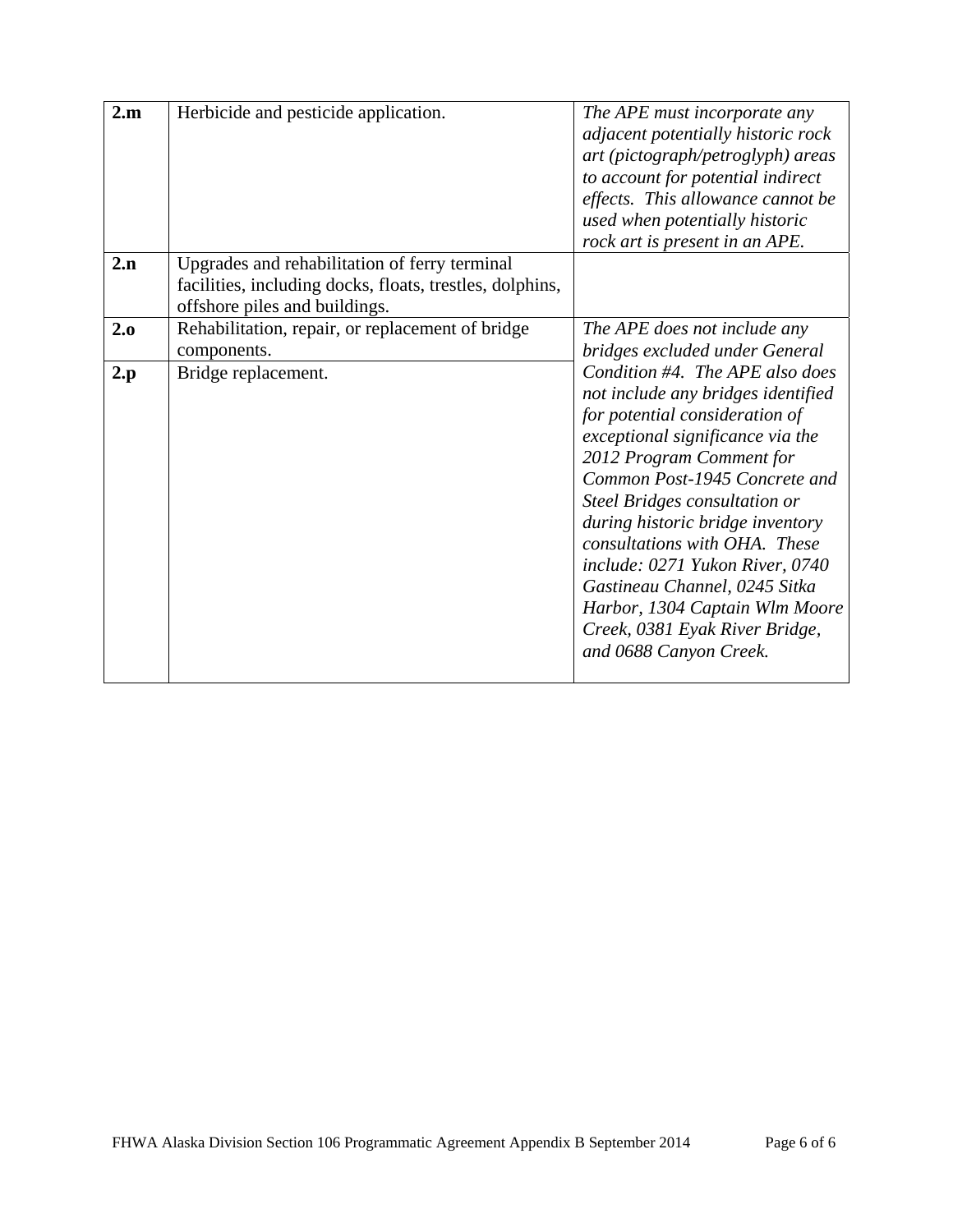| | | |
|---|---|---|
| **2.m** | Herbicide and pesticide application. | *The APE must incorporate any adjacent potentially historic rock art (pictograph/petroglyph) areas to account for potential indirect effects. This allowance cannot be used when potentially historic rock art is present in an APE.* |
| **2.n** | Upgrades and rehabilitation of ferry terminal facilities, including docks, floats, trestles, dolphins, offshore piles and buildings. | |
| **2.o** | Rehabilitation, repair, or replacement of bridge components. | *The APE does not include any bridges excluded under General Condition #4. The APE also does not include any bridges identified for potential consideration of exceptional significance via the 2012 Program Comment for Common Post-1945 Concrete and Steel Bridges consultation or during historic bridge inventory consultations with OHA. These include: 0271 Yukon River, 0740 Gastineau Channel, 0245 Sitka Harbor, 1304 Captain Wlm Moore Creek, 0381 Eyak River Bridge, and 0688 Canyon Creek.* |
| **2.p** | Bridge replacement. | |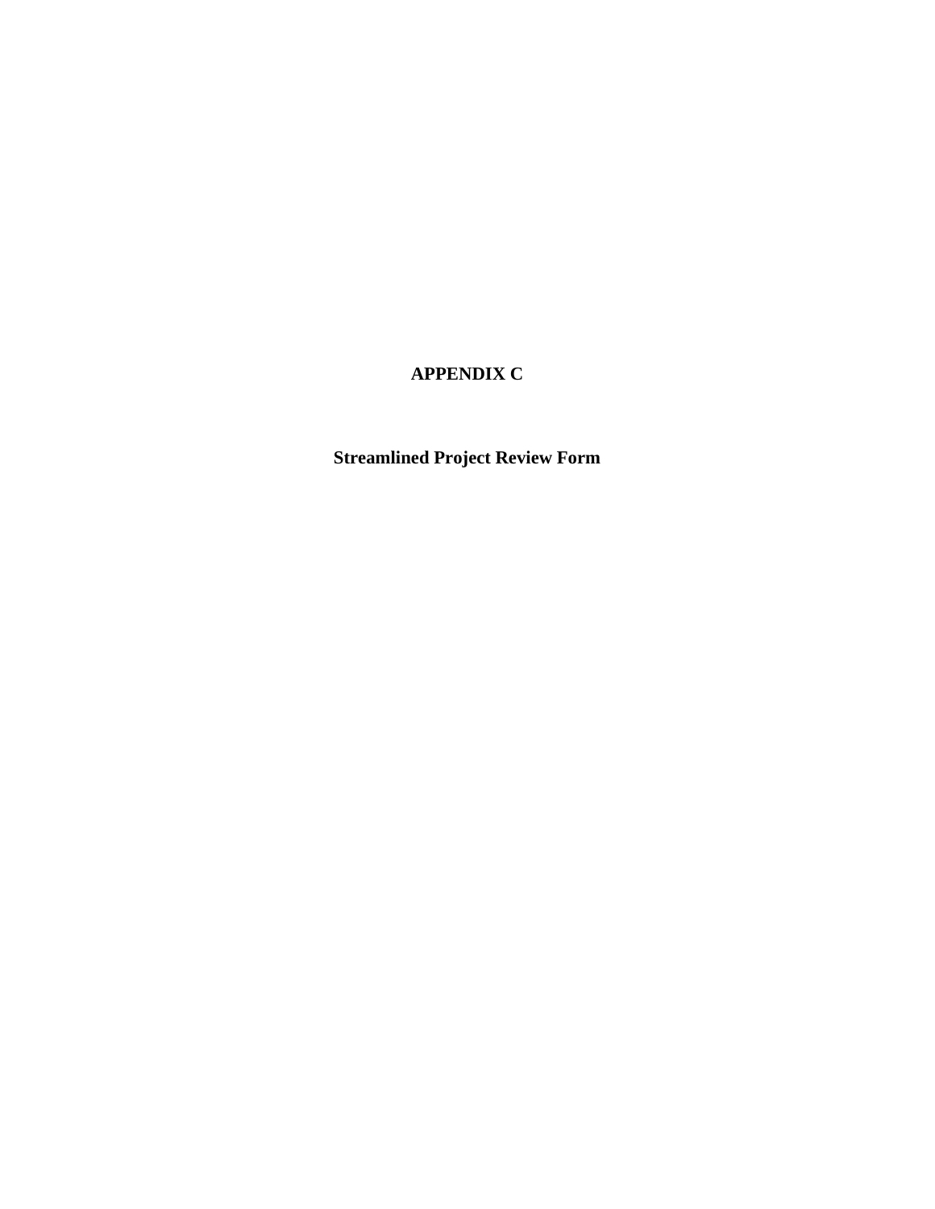# APPENDIX C

## Streamlined Project Review Form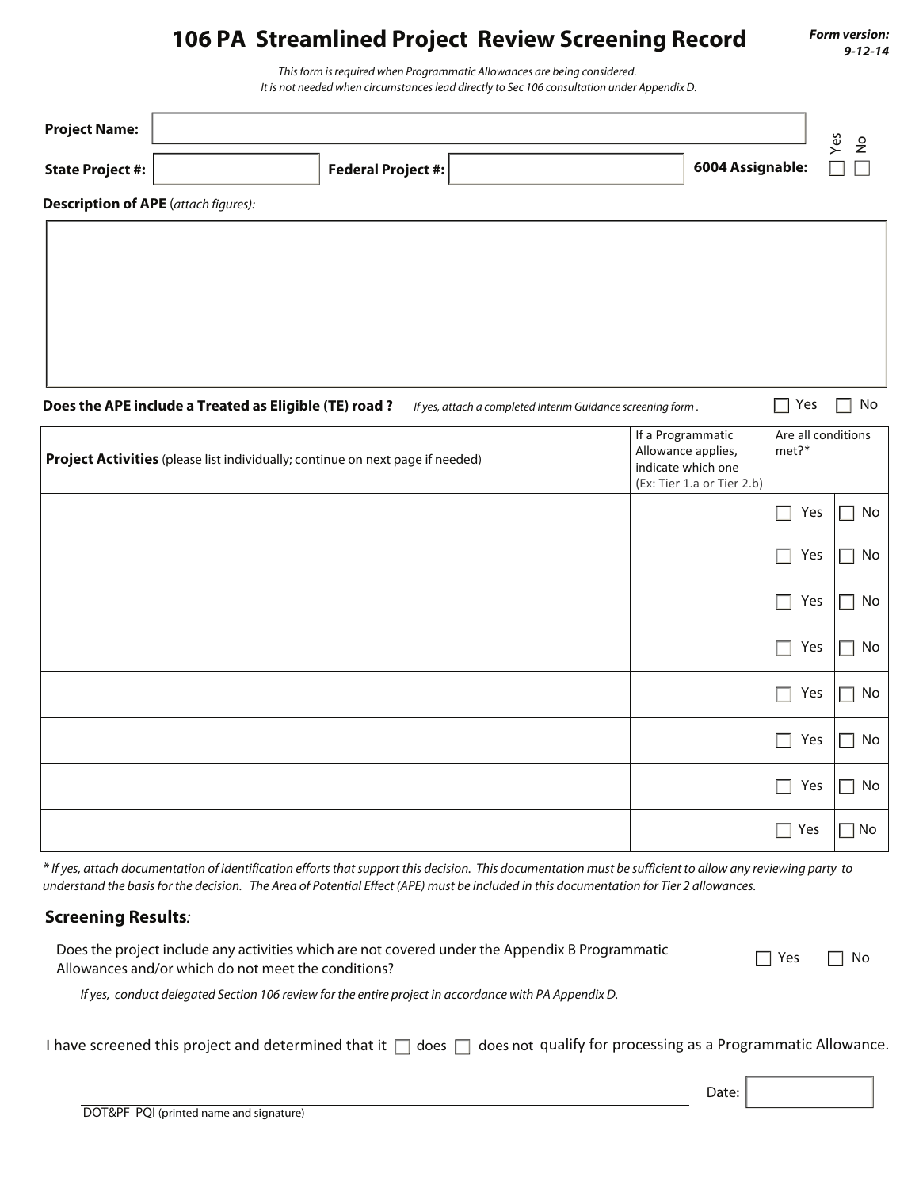# 106 PA Streamlined Project Review Screening Record

***Form version: 9-12-14***

*This form is required when Programmatic Allowances are being considered.*
*It is not needed when circumstances lead directly to Sec 106 consultation under Appendix D.*

**Project Name:** 

**State Project #:**  **Federal Project #:**  **6004 Assignable:** ☐ Yes ☐ No

**Description of APE** (*attach figures):*

**Does the APE include a Treated as Eligible (TE) road ?** *If yes, attach a completed Interim Guidance screening form .* ☐ Yes ☐ No

| **Project Activities** (please list individually; continue on next page if needed) | If a Programmatic Allowance applies, indicate which one (Ex: Tier 1.a or Tier 2.b) | Are all conditions met?* | |
|---|---|---|---|
| | | ☐ Yes | ☐ No |
| | | ☐ Yes | ☐ No |
| | | ☐ Yes | ☐ No |
| | | ☐ Yes | ☐ No |
| | | ☐ Yes | ☐ No |
| | | ☐ Yes | ☐ No |
| | | ☐ Yes | ☐ No |
| | | ☐ Yes | ☐ No |

*\* If yes, attach documentation of identification efforts that support this decision. This documentation must be sufficient to allow any reviewing party to understand the basis for the decision. The Area of Potential Effect (APE) must be included in this documentation for Tier 2 allowances.*

## Screening Results*:*

Does the project include any activities which are not covered under the Appendix B Programmatic Allowances and/or which do not meet the conditions? ☐ Yes ☐ No

*If yes, conduct delegated Section 106 review for the entire project in accordance with PA Appendix D.*

I have screened this project and determined that it ☐ does ☐ does not qualify for processing as a Programmatic Allowance.

DOT&PF PQI (printed name and signature) Date: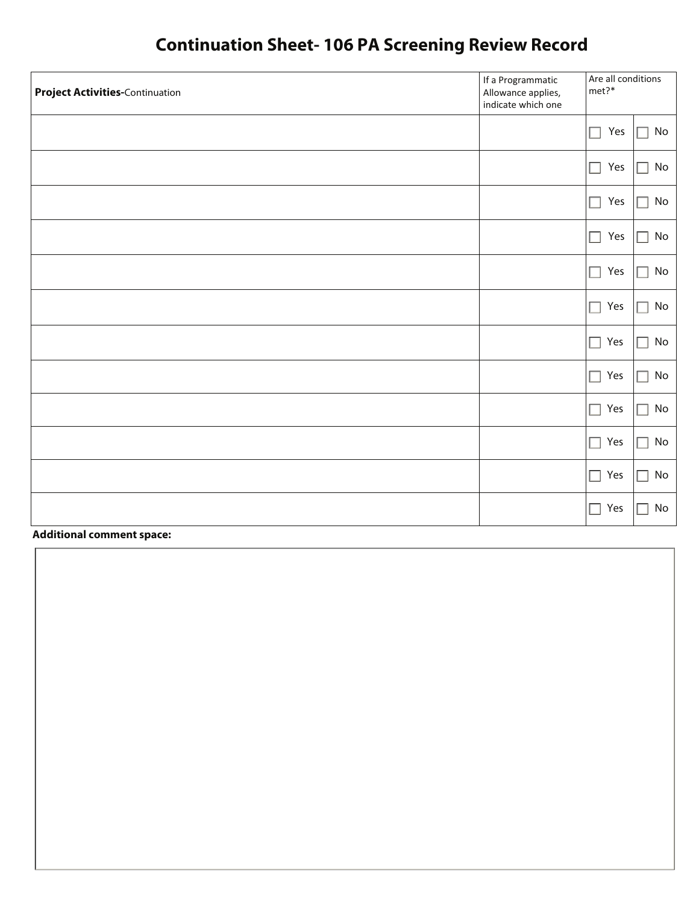# Continuation Sheet- 106 PA Screening Review Record

| **Project Activities-**Continuation | If a Programmatic Allowance applies, indicate which one | Are all conditions met?* | |
|---|---|---|---|
| | | ☐ Yes | ☐ No |
| | | ☐ Yes | ☐ No |
| | | ☐ Yes | ☐ No |
| | | ☐ Yes | ☐ No |
| | | ☐ Yes | ☐ No |
| | | ☐ Yes | ☐ No |
| | | ☐ Yes | ☐ No |
| | | ☐ Yes | ☐ No |
| | | ☐ Yes | ☐ No |
| | | ☐ Yes | ☐ No |
| | | ☐ Yes | ☐ No |
| | | ☐ Yes | ☐ No |

**Additional comment space:**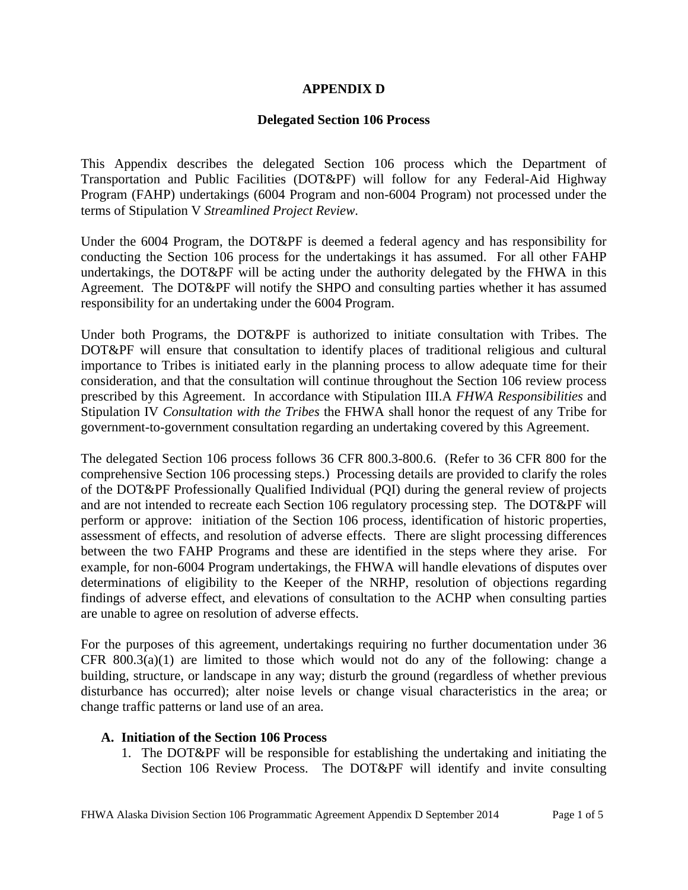# APPENDIX D

## Delegated Section 106 Process

This Appendix describes the delegated Section 106 process which the Department of Transportation and Public Facilities (DOT&PF) will follow for any Federal-Aid Highway Program (FAHP) undertakings (6004 Program and non-6004 Program) not processed under the terms of Stipulation V *Streamlined Project Review*.

Under the 6004 Program, the DOT&PF is deemed a federal agency and has responsibility for conducting the Section 106 process for the undertakings it has assumed. For all other FAHP undertakings, the DOT&PF will be acting under the authority delegated by the FHWA in this Agreement. The DOT&PF will notify the SHPO and consulting parties whether it has assumed responsibility for an undertaking under the 6004 Program.

Under both Programs, the DOT&PF is authorized to initiate consultation with Tribes. The DOT&PF will ensure that consultation to identify places of traditional religious and cultural importance to Tribes is initiated early in the planning process to allow adequate time for their consideration, and that the consultation will continue throughout the Section 106 review process prescribed by this Agreement. In accordance with Stipulation III.A *FHWA Responsibilities* and Stipulation IV *Consultation with the Tribes* the FHWA shall honor the request of any Tribe for government-to-government consultation regarding an undertaking covered by this Agreement.

The delegated Section 106 process follows 36 CFR 800.3-800.6. (Refer to 36 CFR 800 for the comprehensive Section 106 processing steps.) Processing details are provided to clarify the roles of the DOT&PF Professionally Qualified Individual (PQI) during the general review of projects and are not intended to recreate each Section 106 regulatory processing step. The DOT&PF will perform or approve: initiation of the Section 106 process, identification of historic properties, assessment of effects, and resolution of adverse effects. There are slight processing differences between the two FAHP Programs and these are identified in the steps where they arise. For example, for non-6004 Program undertakings, the FHWA will handle elevations of disputes over determinations of eligibility to the Keeper of the NRHP, resolution of objections regarding findings of adverse effect, and elevations of consultation to the ACHP when consulting parties are unable to agree on resolution of adverse effects.

For the purposes of this agreement, undertakings requiring no further documentation under 36 CFR 800.3(a)(1) are limited to those which would not do any of the following: change a building, structure, or landscape in any way; disturb the ground (regardless of whether previous disturbance has occurred); alter noise levels or change visual characteristics in the area; or change traffic patterns or land use of an area.

### A. Initiation of the Section 106 Process

1. The DOT&PF will be responsible for establishing the undertaking and initiating the Section 106 Review Process. The DOT&PF will identify and invite consulting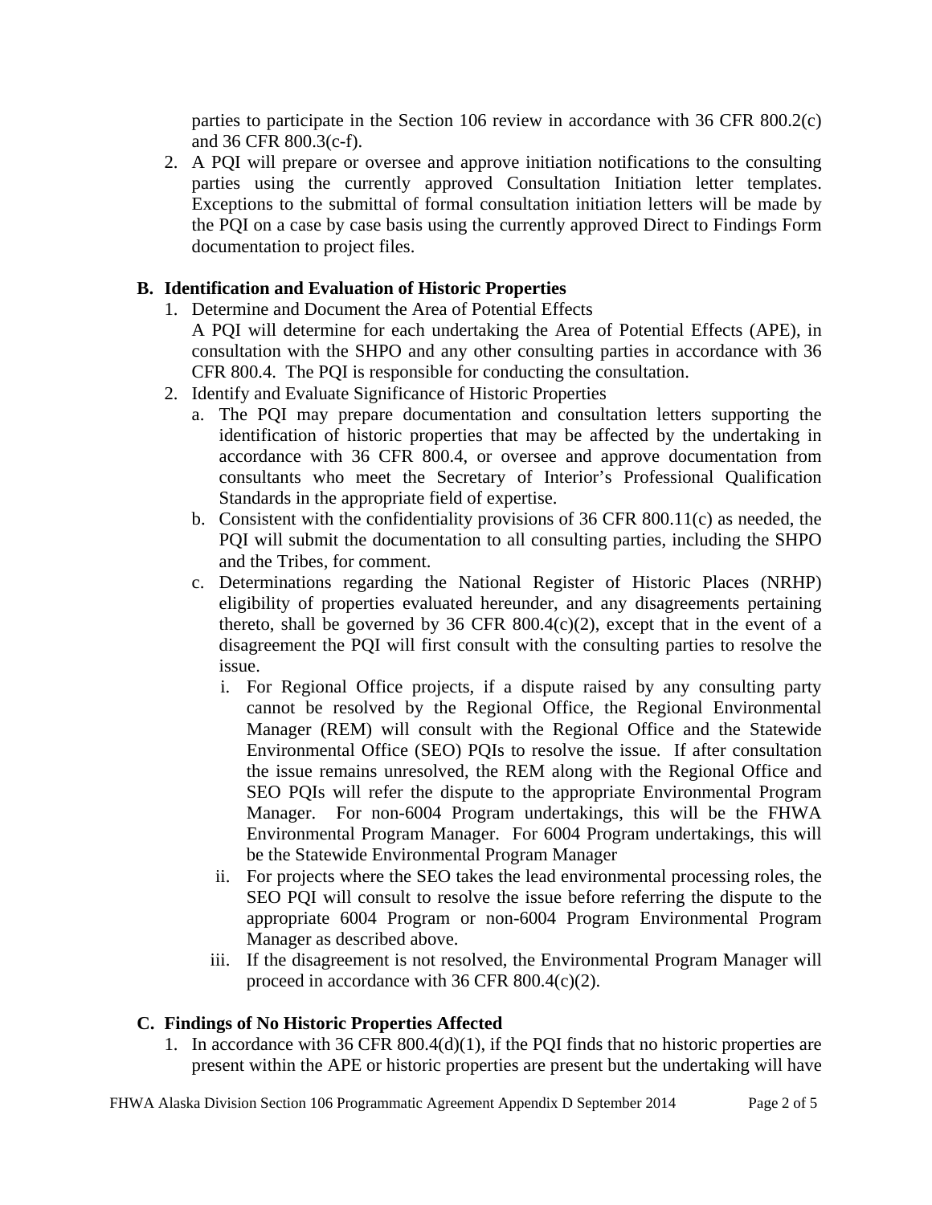parties to participate in the Section 106 review in accordance with 36 CFR 800.2(c) and 36 CFR 800.3(c-f).

2. A PQI will prepare or oversee and approve initiation notifications to the consulting parties using the currently approved Consultation Initiation letter templates. Exceptions to the submittal of formal consultation initiation letters will be made by the PQI on a case by case basis using the currently approved Direct to Findings Form documentation to project files.

### B. Identification and Evaluation of Historic Properties

1. Determine and Document the Area of Potential Effects
   A PQI will determine for each undertaking the Area of Potential Effects (APE), in consultation with the SHPO and any other consulting parties in accordance with 36 CFR 800.4. The PQI is responsible for conducting the consultation.
2. Identify and Evaluate Significance of Historic Properties
   a. The PQI may prepare documentation and consultation letters supporting the identification of historic properties that may be affected by the undertaking in accordance with 36 CFR 800.4, or oversee and approve documentation from consultants who meet the Secretary of Interior's Professional Qualification Standards in the appropriate field of expertise.
   b. Consistent with the confidentiality provisions of 36 CFR 800.11(c) as needed, the PQI will submit the documentation to all consulting parties, including the SHPO and the Tribes, for comment.
   c. Determinations regarding the National Register of Historic Places (NRHP) eligibility of properties evaluated hereunder, and any disagreements pertaining thereto, shall be governed by 36 CFR 800.4(c)(2), except that in the event of a disagreement the PQI will first consult with the consulting parties to resolve the issue.
      i. For Regional Office projects, if a dispute raised by any consulting party cannot be resolved by the Regional Office, the Regional Environmental Manager (REM) will consult with the Regional Office and the Statewide Environmental Office (SEO) PQIs to resolve the issue. If after consultation the issue remains unresolved, the REM along with the Regional Office and SEO PQIs will refer the dispute to the appropriate Environmental Program Manager. For non-6004 Program undertakings, this will be the FHWA Environmental Program Manager. For 6004 Program undertakings, this will be the Statewide Environmental Program Manager
      ii. For projects where the SEO takes the lead environmental processing roles, the SEO PQI will consult to resolve the issue before referring the dispute to the appropriate 6004 Program or non-6004 Program Environmental Program Manager as described above.
      iii. If the disagreement is not resolved, the Environmental Program Manager will proceed in accordance with 36 CFR 800.4(c)(2).

### C. Findings of No Historic Properties Affected

1. In accordance with 36 CFR 800.4(d)(1), if the PQI finds that no historic properties are present within the APE or historic properties are present but the undertaking will have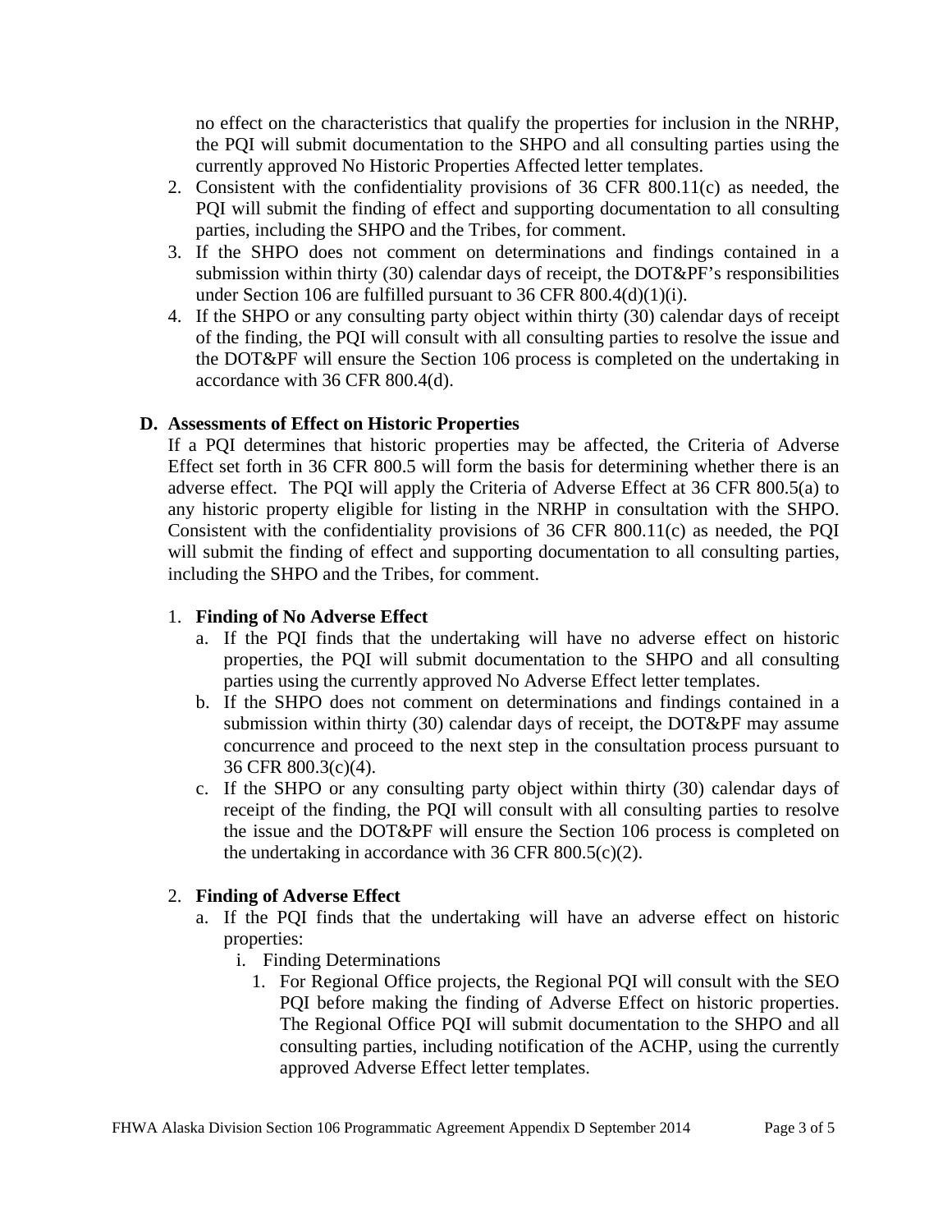no effect on the characteristics that qualify the properties for inclusion in the NRHP, the PQI will submit documentation to the SHPO and all consulting parties using the currently approved No Historic Properties Affected letter templates.

2. Consistent with the confidentiality provisions of 36 CFR 800.11(c) as needed, the PQI will submit the finding of effect and supporting documentation to all consulting parties, including the SHPO and the Tribes, for comment.
3. If the SHPO does not comment on determinations and findings contained in a submission within thirty (30) calendar days of receipt, the DOT&PF's responsibilities under Section 106 are fulfilled pursuant to 36 CFR 800.4(d)(1)(i).
4. If the SHPO or any consulting party object within thirty (30) calendar days of receipt of the finding, the PQI will consult with all consulting parties to resolve the issue and the DOT&PF will ensure the Section 106 process is completed on the undertaking in accordance with 36 CFR 800.4(d).

**D. Assessments of Effect on Historic Properties**

If a PQI determines that historic properties may be affected, the Criteria of Adverse Effect set forth in 36 CFR 800.5 will form the basis for determining whether there is an adverse effect. The PQI will apply the Criteria of Adverse Effect at 36 CFR 800.5(a) to any historic property eligible for listing in the NRHP in consultation with the SHPO. Consistent with the confidentiality provisions of 36 CFR 800.11(c) as needed, the PQI will submit the finding of effect and supporting documentation to all consulting parties, including the SHPO and the Tribes, for comment.

1. **Finding of No Adverse Effect**
   a. If the PQI finds that the undertaking will have no adverse effect on historic properties, the PQI will submit documentation to the SHPO and all consulting parties using the currently approved No Adverse Effect letter templates.
   b. If the SHPO does not comment on determinations and findings contained in a submission within thirty (30) calendar days of receipt, the DOT&PF may assume concurrence and proceed to the next step in the consultation process pursuant to 36 CFR 800.3(c)(4).
   c. If the SHPO or any consulting party object within thirty (30) calendar days of receipt of the finding, the PQI will consult with all consulting parties to resolve the issue and the DOT&PF will ensure the Section 106 process is completed on the undertaking in accordance with 36 CFR 800.5(c)(2).

2. **Finding of Adverse Effect**
   a. If the PQI finds that the undertaking will have an adverse effect on historic properties:
      i. Finding Determinations
         1. For Regional Office projects, the Regional PQI will consult with the SEO PQI before making the finding of Adverse Effect on historic properties. The Regional Office PQI will submit documentation to the SHPO and all consulting parties, including notification of the ACHP, using the currently approved Adverse Effect letter templates.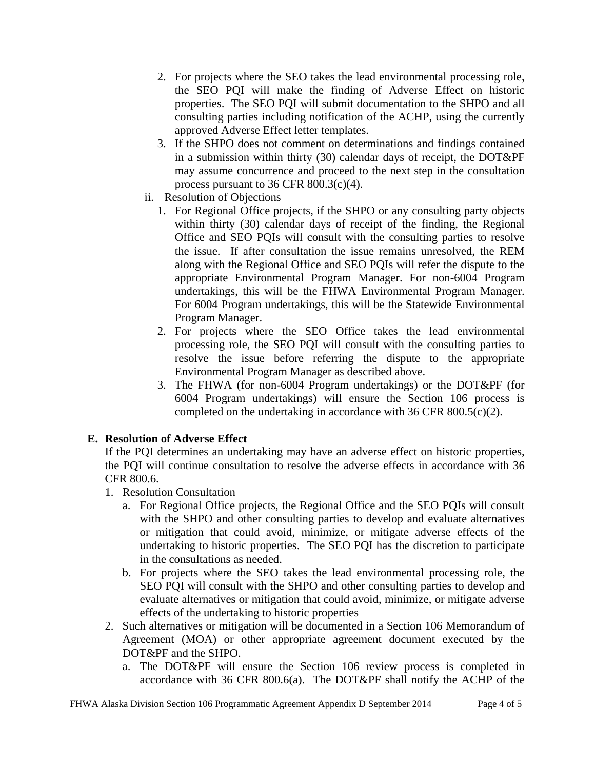2. For projects where the SEO takes the lead environmental processing role, the SEO PQI will make the finding of Adverse Effect on historic properties. The SEO PQI will submit documentation to the SHPO and all consulting parties including notification of the ACHP, using the currently approved Adverse Effect letter templates.
3. If the SHPO does not comment on determinations and findings contained in a submission within thirty (30) calendar days of receipt, the DOT&PF may assume concurrence and proceed to the next step in the consultation process pursuant to 36 CFR 800.3(c)(4).

ii. Resolution of Objections

1. For Regional Office projects, if the SHPO or any consulting party objects within thirty (30) calendar days of receipt of the finding, the Regional Office and SEO PQIs will consult with the consulting parties to resolve the issue. If after consultation the issue remains unresolved, the REM along with the Regional Office and SEO PQIs will refer the dispute to the appropriate Environmental Program Manager. For non-6004 Program undertakings, this will be the FHWA Environmental Program Manager. For 6004 Program undertakings, this will be the Statewide Environmental Program Manager.
2. For projects where the SEO Office takes the lead environmental processing role, the SEO PQI will consult with the consulting parties to resolve the issue before referring the dispute to the appropriate Environmental Program Manager as described above.
3. The FHWA (for non-6004 Program undertakings) or the DOT&PF (for 6004 Program undertakings) will ensure the Section 106 process is completed on the undertaking in accordance with 36 CFR 800.5(c)(2).

**E. Resolution of Adverse Effect**

If the PQI determines an undertaking may have an adverse effect on historic properties, the PQI will continue consultation to resolve the adverse effects in accordance with 36 CFR 800.6.

1. Resolution Consultation
   a. For Regional Office projects, the Regional Office and the SEO PQIs will consult with the SHPO and other consulting parties to develop and evaluate alternatives or mitigation that could avoid, minimize, or mitigate adverse effects of the undertaking to historic properties. The SEO PQI has the discretion to participate in the consultations as needed.
   b. For projects where the SEO takes the lead environmental processing role, the SEO PQI will consult with the SHPO and other consulting parties to develop and evaluate alternatives or mitigation that could avoid, minimize, or mitigate adverse effects of the undertaking to historic properties
2. Such alternatives or mitigation will be documented in a Section 106 Memorandum of Agreement (MOA) or other appropriate agreement document executed by the DOT&PF and the SHPO.
   a. The DOT&PF will ensure the Section 106 review process is completed in accordance with 36 CFR 800.6(a). The DOT&PF shall notify the ACHP of the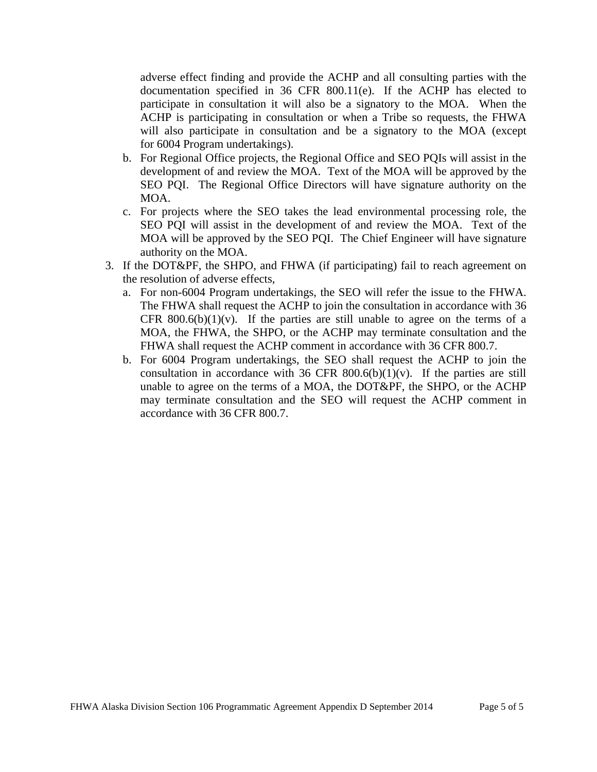adverse effect finding and provide the ACHP and all consulting parties with the documentation specified in 36 CFR 800.11(e). If the ACHP has elected to participate in consultation it will also be a signatory to the MOA. When the ACHP is participating in consultation or when a Tribe so requests, the FHWA will also participate in consultation and be a signatory to the MOA (except for 6004 Program undertakings).

   b. For Regional Office projects, the Regional Office and SEO PQIs will assist in the development of and review the MOA. Text of the MOA will be approved by the SEO PQI. The Regional Office Directors will have signature authority on the MOA.
   c. For projects where the SEO takes the lead environmental processing role, the SEO PQI will assist in the development of and review the MOA. Text of the MOA will be approved by the SEO PQI. The Chief Engineer will have signature authority on the MOA.

3. If the DOT&PF, the SHPO, and FHWA (if participating) fail to reach agreement on the resolution of adverse effects,
   a. For non-6004 Program undertakings, the SEO will refer the issue to the FHWA. The FHWA shall request the ACHP to join the consultation in accordance with 36 CFR 800.6(b)(1)(v). If the parties are still unable to agree on the terms of a MOA, the FHWA, the SHPO, or the ACHP may terminate consultation and the FHWA shall request the ACHP comment in accordance with 36 CFR 800.7.
   b. For 6004 Program undertakings, the SEO shall request the ACHP to join the consultation in accordance with 36 CFR 800.6(b)(1)(v). If the parties are still unable to agree on the terms of a MOA, the DOT&PF, the SHPO, or the ACHP may terminate consultation and the SEO will request the ACHP comment in accordance with 36 CFR 800.7.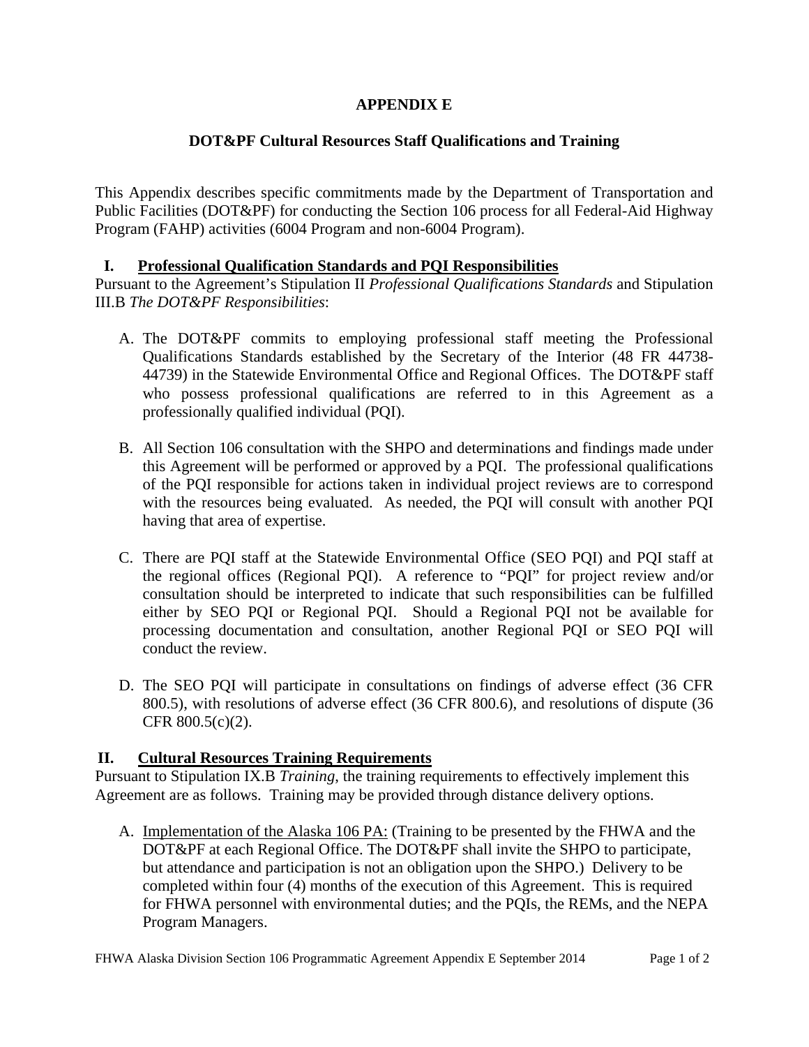# APPENDIX E

## DOT&PF Cultural Resources Staff Qualifications and Training

This Appendix describes specific commitments made by the Department of Transportation and Public Facilities (DOT&PF) for conducting the Section 106 process for all Federal-Aid Highway Program (FAHP) activities (6004 Program and non-6004 Program).

### I. Professional Qualification Standards and PQI Responsibilities

Pursuant to the Agreement's Stipulation II *Professional Qualifications Standards* and Stipulation III.B *The DOT&PF Responsibilities*:

A. The DOT&PF commits to employing professional staff meeting the Professional Qualifications Standards established by the Secretary of the Interior (48 FR 44738-44739) in the Statewide Environmental Office and Regional Offices. The DOT&PF staff who possess professional qualifications are referred to in this Agreement as a professionally qualified individual (PQI).

B. All Section 106 consultation with the SHPO and determinations and findings made under this Agreement will be performed or approved by a PQI. The professional qualifications of the PQI responsible for actions taken in individual project reviews are to correspond with the resources being evaluated. As needed, the PQI will consult with another PQI having that area of expertise.

C. There are PQI staff at the Statewide Environmental Office (SEO PQI) and PQI staff at the regional offices (Regional PQI). A reference to "PQI" for project review and/or consultation should be interpreted to indicate that such responsibilities can be fulfilled either by SEO PQI or Regional PQI. Should a Regional PQI not be available for processing documentation and consultation, another Regional PQI or SEO PQI will conduct the review.

D. The SEO PQI will participate in consultations on findings of adverse effect (36 CFR 800.5), with resolutions of adverse effect (36 CFR 800.6), and resolutions of dispute (36 CFR 800.5(c)(2).

### II. Cultural Resources Training Requirements

Pursuant to Stipulation IX.B *Training*, the training requirements to effectively implement this Agreement are as follows. Training may be provided through distance delivery options.

A. Implementation of the Alaska 106 PA: (Training to be presented by the FHWA and the DOT&PF at each Regional Office. The DOT&PF shall invite the SHPO to participate, but attendance and participation is not an obligation upon the SHPO.) Delivery to be completed within four (4) months of the execution of this Agreement. This is required for FHWA personnel with environmental duties; and the PQIs, the REMs, and the NEPA Program Managers.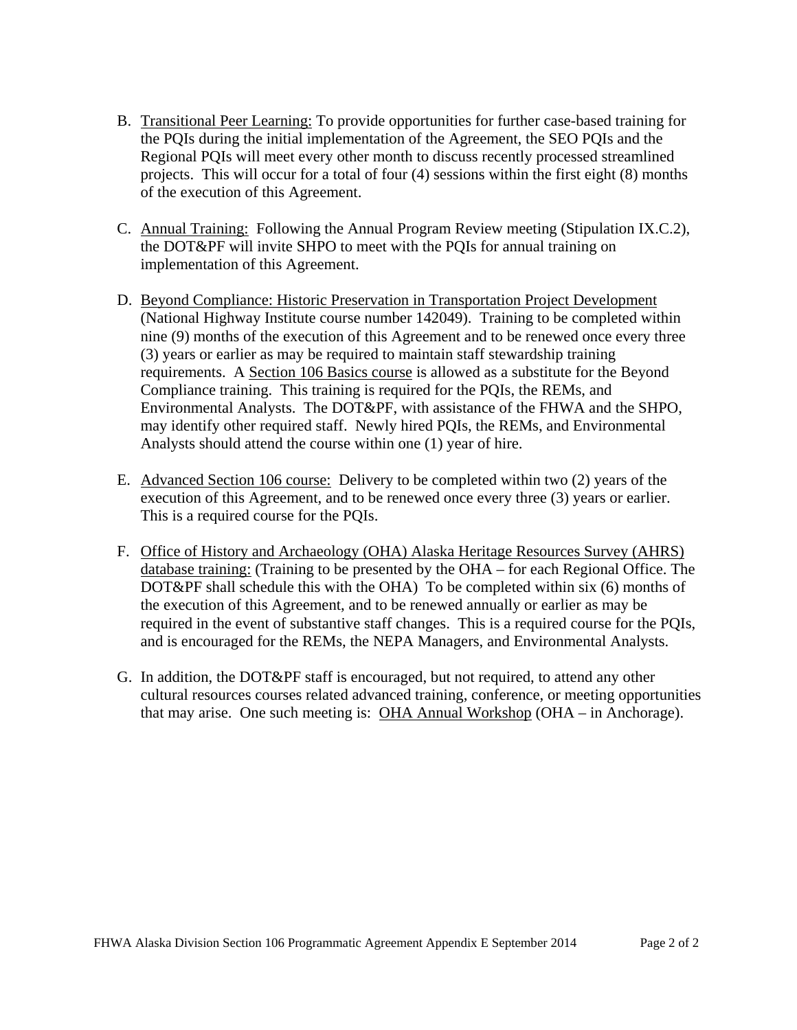B. Transitional Peer Learning: To provide opportunities for further case-based training for the PQIs during the initial implementation of the Agreement, the SEO PQIs and the Regional PQIs will meet every other month to discuss recently processed streamlined projects. This will occur for a total of four (4) sessions within the first eight (8) months of the execution of this Agreement.

C. Annual Training: Following the Annual Program Review meeting (Stipulation IX.C.2), the DOT&PF will invite SHPO to meet with the PQIs for annual training on implementation of this Agreement.

D. Beyond Compliance: Historic Preservation in Transportation Project Development (National Highway Institute course number 142049). Training to be completed within nine (9) months of the execution of this Agreement and to be renewed once every three (3) years or earlier as may be required to maintain staff stewardship training requirements. A Section 106 Basics course is allowed as a substitute for the Beyond Compliance training. This training is required for the PQIs, the REMs, and Environmental Analysts. The DOT&PF, with assistance of the FHWA and the SHPO, may identify other required staff. Newly hired PQIs, the REMs, and Environmental Analysts should attend the course within one (1) year of hire.

E. Advanced Section 106 course: Delivery to be completed within two (2) years of the execution of this Agreement, and to be renewed once every three (3) years or earlier. This is a required course for the PQIs.

F. Office of History and Archaeology (OHA) Alaska Heritage Resources Survey (AHRS) database training: (Training to be presented by the OHA – for each Regional Office. The DOT&PF shall schedule this with the OHA) To be completed within six (6) months of the execution of this Agreement, and to be renewed annually or earlier as may be required in the event of substantive staff changes. This is a required course for the PQIs, and is encouraged for the REMs, the NEPA Managers, and Environmental Analysts.

G. In addition, the DOT&PF staff is encouraged, but not required, to attend any other cultural resources courses related advanced training, conference, or meeting opportunities that may arise. One such meeting is: OHA Annual Workshop (OHA – in Anchorage).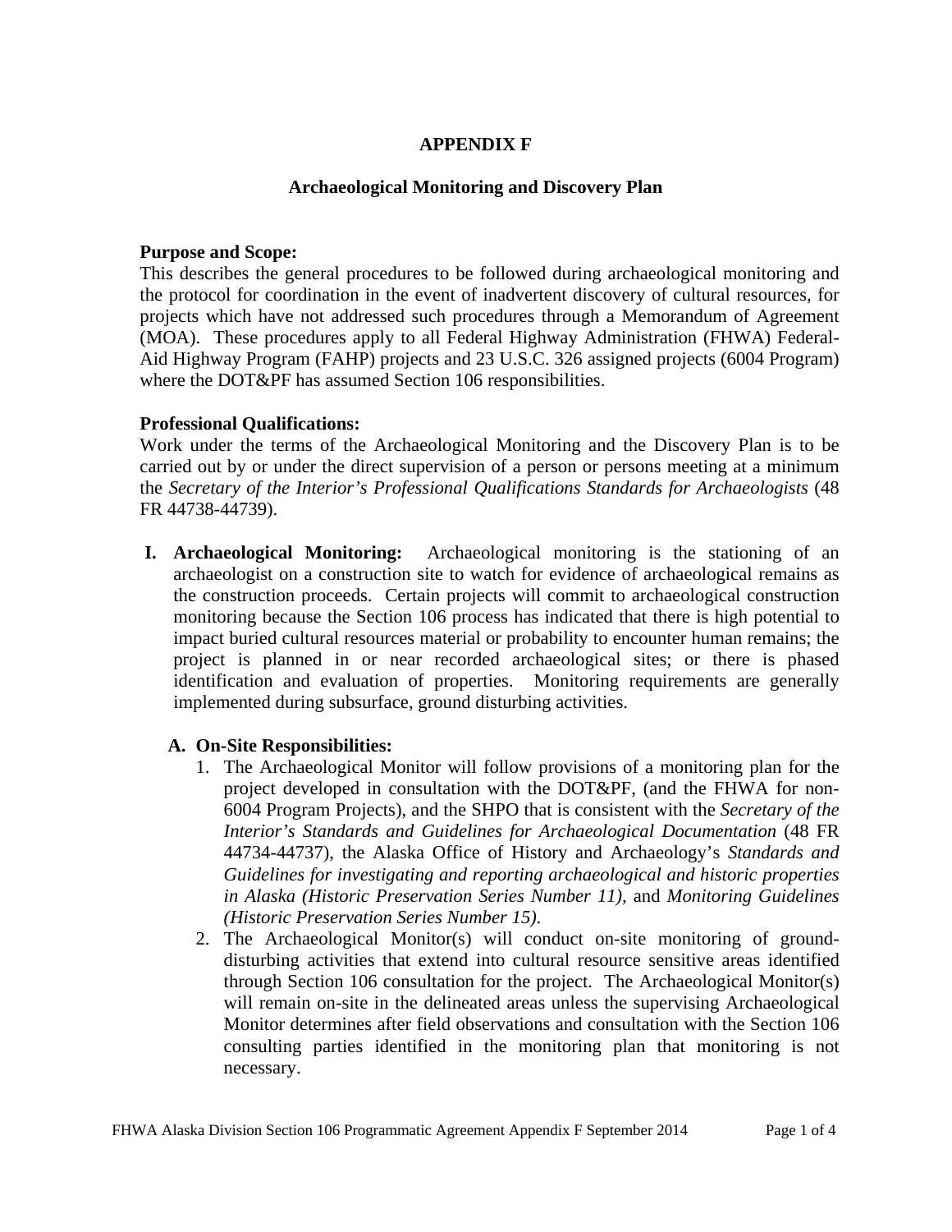# APPENDIX F

## Archaeological Monitoring and Discovery Plan

**Purpose and Scope:**
This describes the general procedures to be followed during archaeological monitoring and the protocol for coordination in the event of inadvertent discovery of cultural resources, for projects which have not addressed such procedures through a Memorandum of Agreement (MOA). These procedures apply to all Federal Highway Administration (FHWA) Federal-Aid Highway Program (FAHP) projects and 23 U.S.C. 326 assigned projects (6004 Program) where the DOT&PF has assumed Section 106 responsibilities.

**Professional Qualifications:**
Work under the terms of the Archaeological Monitoring and the Discovery Plan is to be carried out by or under the direct supervision of a person or persons meeting at a minimum the *Secretary of the Interior's Professional Qualifications Standards for Archaeologists* (48 FR 44738-44739).

I. **Archaeological Monitoring:** Archaeological monitoring is the stationing of an archaeologist on a construction site to watch for evidence of archaeological remains as the construction proceeds. Certain projects will commit to archaeological construction monitoring because the Section 106 process has indicated that there is high potential to impact buried cultural resources material or probability to encounter human remains; the project is planned in or near recorded archaeological sites; or there is phased identification and evaluation of properties. Monitoring requirements are generally implemented during subsurface, ground disturbing activities.

   A. **On-Site Responsibilities:**
      1. The Archaeological Monitor will follow provisions of a monitoring plan for the project developed in consultation with the DOT&PF, (and the FHWA for non-6004 Program Projects), and the SHPO that is consistent with the *Secretary of the Interior's Standards and Guidelines for Archaeological Documentation* (48 FR 44734-44737), the Alaska Office of History and Archaeology's *Standards and Guidelines for investigating and reporting archaeological and historic properties in Alaska (Historic Preservation Series Number 11),* and *Monitoring Guidelines (Historic Preservation Series Number 15).*
      2. The Archaeological Monitor(s) will conduct on-site monitoring of ground-disturbing activities that extend into cultural resource sensitive areas identified through Section 106 consultation for the project. The Archaeological Monitor(s) will remain on-site in the delineated areas unless the supervising Archaeological Monitor determines after field observations and consultation with the Section 106 consulting parties identified in the monitoring plan that monitoring is not necessary.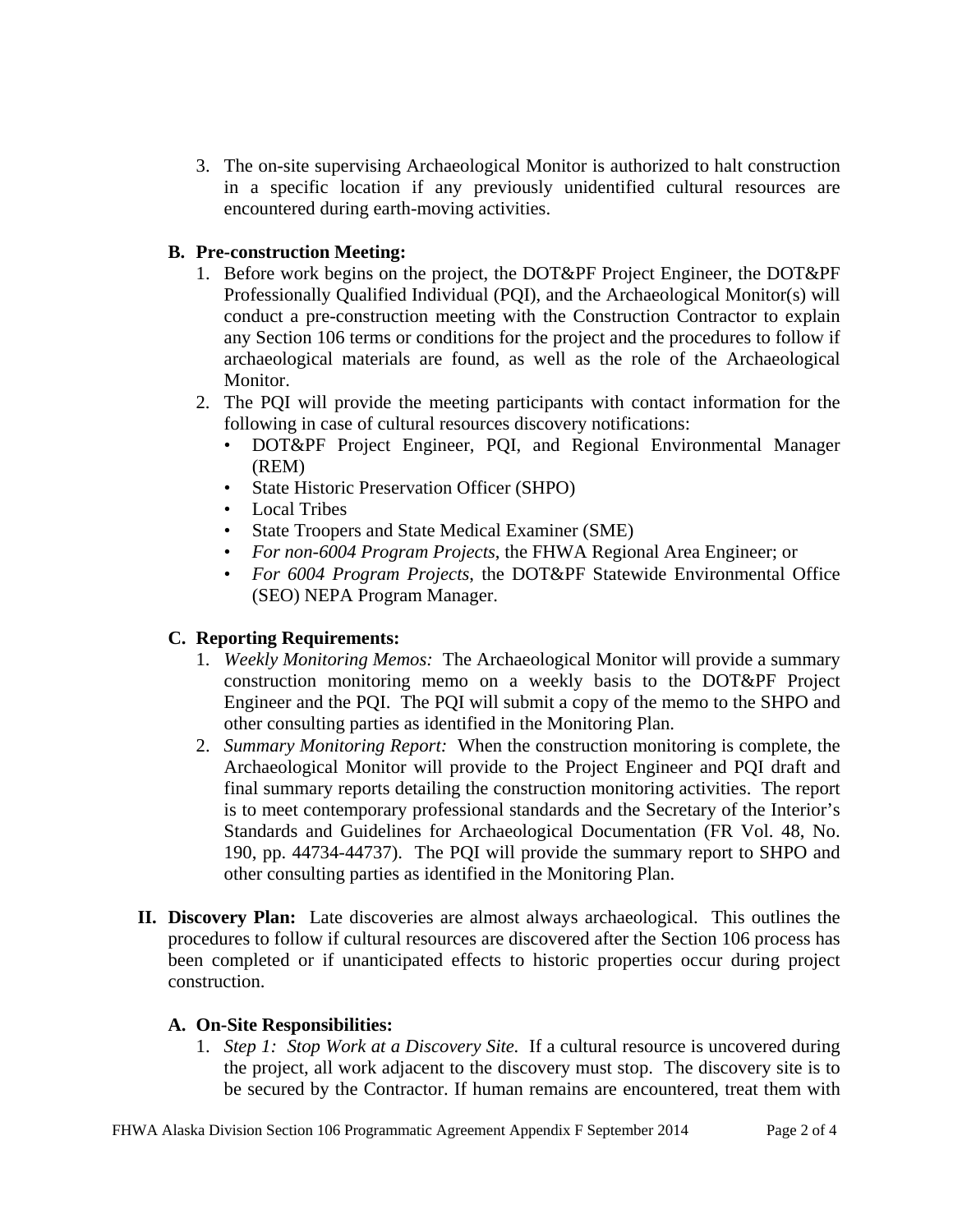3. The on-site supervising Archaeological Monitor is authorized to halt construction in a specific location if any previously unidentified cultural resources are encountered during earth-moving activities.

**B. Pre-construction Meeting:**

1. Before work begins on the project, the DOT&PF Project Engineer, the DOT&PF Professionally Qualified Individual (PQI), and the Archaeological Monitor(s) will conduct a pre-construction meeting with the Construction Contractor to explain any Section 106 terms or conditions for the project and the procedures to follow if archaeological materials are found, as well as the role of the Archaeological Monitor.
2. The PQI will provide the meeting participants with contact information for the following in case of cultural resources discovery notifications:
   - DOT&PF Project Engineer, PQI, and Regional Environmental Manager (REM)
   - State Historic Preservation Officer (SHPO)
   - Local Tribes
   - State Troopers and State Medical Examiner (SME)
   - *For non-6004 Program Projects*, the FHWA Regional Area Engineer; or
   - *For 6004 Program Projects*, the DOT&PF Statewide Environmental Office (SEO) NEPA Program Manager.

**C. Reporting Requirements:**

1. *Weekly Monitoring Memos:* The Archaeological Monitor will provide a summary construction monitoring memo on a weekly basis to the DOT&PF Project Engineer and the PQI. The PQI will submit a copy of the memo to the SHPO and other consulting parties as identified in the Monitoring Plan.
2. *Summary Monitoring Report:* When the construction monitoring is complete, the Archaeological Monitor will provide to the Project Engineer and PQI draft and final summary reports detailing the construction monitoring activities. The report is to meet contemporary professional standards and the Secretary of the Interior's Standards and Guidelines for Archaeological Documentation (FR Vol. 48, No. 190, pp. 44734-44737). The PQI will provide the summary report to SHPO and other consulting parties as identified in the Monitoring Plan.

**II. Discovery Plan:** Late discoveries are almost always archaeological. This outlines the procedures to follow if cultural resources are discovered after the Section 106 process has been completed or if unanticipated effects to historic properties occur during project construction.

**A. On-Site Responsibilities:**

1. *Step 1: Stop Work at a Discovery Site.* If a cultural resource is uncovered during the project, all work adjacent to the discovery must stop. The discovery site is to be secured by the Contractor. If human remains are encountered, treat them with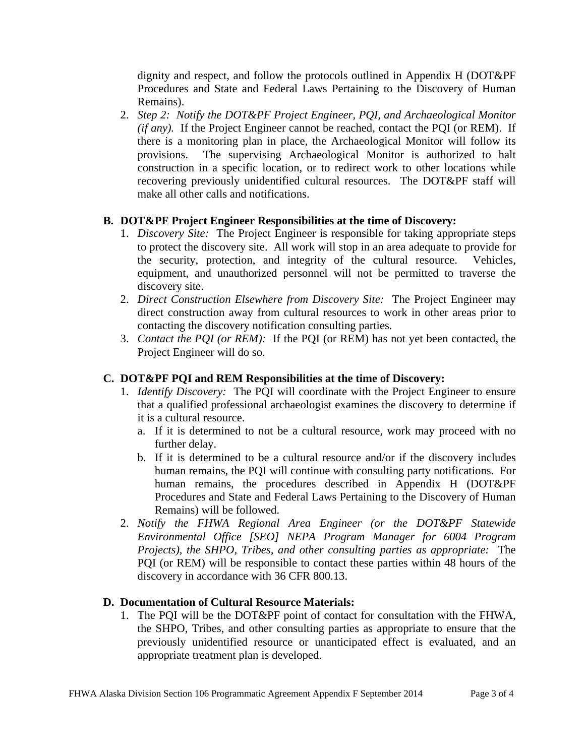dignity and respect, and follow the protocols outlined in Appendix H (DOT&PF Procedures and State and Federal Laws Pertaining to the Discovery of Human Remains).

2. *Step 2: Notify the DOT&PF Project Engineer, PQI, and Archaeological Monitor (if any).* If the Project Engineer cannot be reached, contact the PQI (or REM). If there is a monitoring plan in place, the Archaeological Monitor will follow its provisions. The supervising Archaeological Monitor is authorized to halt construction in a specific location, or to redirect work to other locations while recovering previously unidentified cultural resources. The DOT&PF staff will make all other calls and notifications.

### B. DOT&PF Project Engineer Responsibilities at the time of Discovery:

1. *Discovery Site:* The Project Engineer is responsible for taking appropriate steps to protect the discovery site. All work will stop in an area adequate to provide for the security, protection, and integrity of the cultural resource. Vehicles, equipment, and unauthorized personnel will not be permitted to traverse the discovery site.
2. *Direct Construction Elsewhere from Discovery Site:* The Project Engineer may direct construction away from cultural resources to work in other areas prior to contacting the discovery notification consulting parties.
3. *Contact the PQI (or REM):* If the PQI (or REM) has not yet been contacted, the Project Engineer will do so.

### C. DOT&PF PQI and REM Responsibilities at the time of Discovery:

1. *Identify Discovery:* The PQI will coordinate with the Project Engineer to ensure that a qualified professional archaeologist examines the discovery to determine if it is a cultural resource.
   a. If it is determined to not be a cultural resource, work may proceed with no further delay.
   b. If it is determined to be a cultural resource and/or if the discovery includes human remains, the PQI will continue with consulting party notifications. For human remains, the procedures described in Appendix H (DOT&PF Procedures and State and Federal Laws Pertaining to the Discovery of Human Remains) will be followed.
2. *Notify the FHWA Regional Area Engineer (or the DOT&PF Statewide Environmental Office [SEO] NEPA Program Manager for 6004 Program Projects), the SHPO, Tribes, and other consulting parties as appropriate:* The PQI (or REM) will be responsible to contact these parties within 48 hours of the discovery in accordance with 36 CFR 800.13.

### D. Documentation of Cultural Resource Materials:

1. The PQI will be the DOT&PF point of contact for consultation with the FHWA, the SHPO, Tribes, and other consulting parties as appropriate to ensure that the previously unidentified resource or unanticipated effect is evaluated, and an appropriate treatment plan is developed.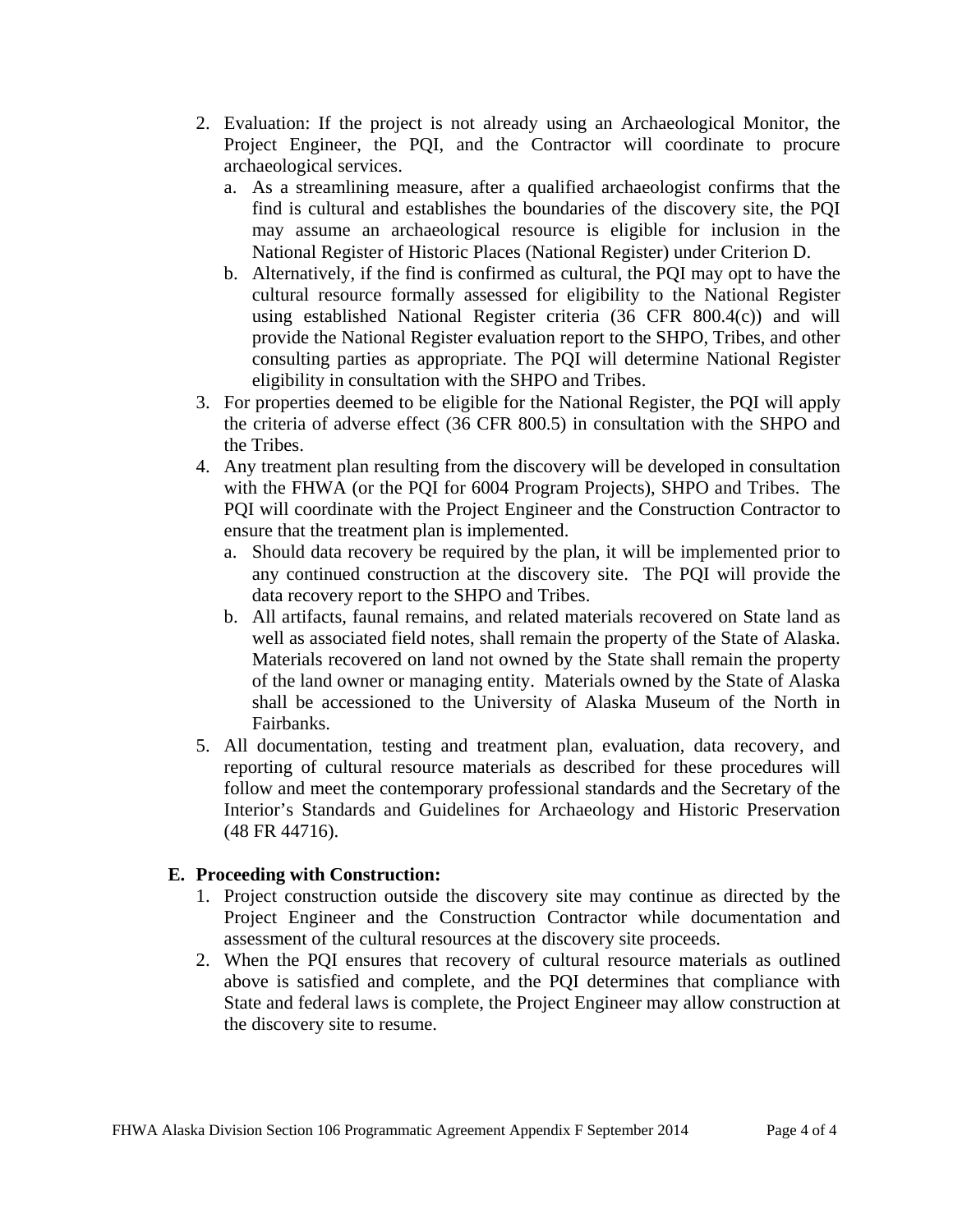2. Evaluation: If the project is not already using an Archaeological Monitor, the Project Engineer, the PQI, and the Contractor will coordinate to procure archaeological services.
    a. As a streamlining measure, after a qualified archaeologist confirms that the find is cultural and establishes the boundaries of the discovery site, the PQI may assume an archaeological resource is eligible for inclusion in the National Register of Historic Places (National Register) under Criterion D.
    b. Alternatively, if the find is confirmed as cultural, the PQI may opt to have the cultural resource formally assessed for eligibility to the National Register using established National Register criteria (36 CFR 800.4(c)) and will provide the National Register evaluation report to the SHPO, Tribes, and other consulting parties as appropriate. The PQI will determine National Register eligibility in consultation with the SHPO and Tribes.
3. For properties deemed to be eligible for the National Register, the PQI will apply the criteria of adverse effect (36 CFR 800.5) in consultation with the SHPO and the Tribes.
4. Any treatment plan resulting from the discovery will be developed in consultation with the FHWA (or the PQI for 6004 Program Projects), SHPO and Tribes. The PQI will coordinate with the Project Engineer and the Construction Contractor to ensure that the treatment plan is implemented.
    a. Should data recovery be required by the plan, it will be implemented prior to any continued construction at the discovery site. The PQI will provide the data recovery report to the SHPO and Tribes.
    b. All artifacts, faunal remains, and related materials recovered on State land as well as associated field notes, shall remain the property of the State of Alaska. Materials recovered on land not owned by the State shall remain the property of the land owner or managing entity. Materials owned by the State of Alaska shall be accessioned to the University of Alaska Museum of the North in Fairbanks.
5. All documentation, testing and treatment plan, evaluation, data recovery, and reporting of cultural resource materials as described for these procedures will follow and meet the contemporary professional standards and the Secretary of the Interior's Standards and Guidelines for Archaeology and Historic Preservation (48 FR 44716).

**E. Proceeding with Construction:**

1. Project construction outside the discovery site may continue as directed by the Project Engineer and the Construction Contractor while documentation and assessment of the cultural resources at the discovery site proceeds.
2. When the PQI ensures that recovery of cultural resource materials as outlined above is satisfied and complete, and the PQI determines that compliance with State and federal laws is complete, the Project Engineer may allow construction at the discovery site to resume.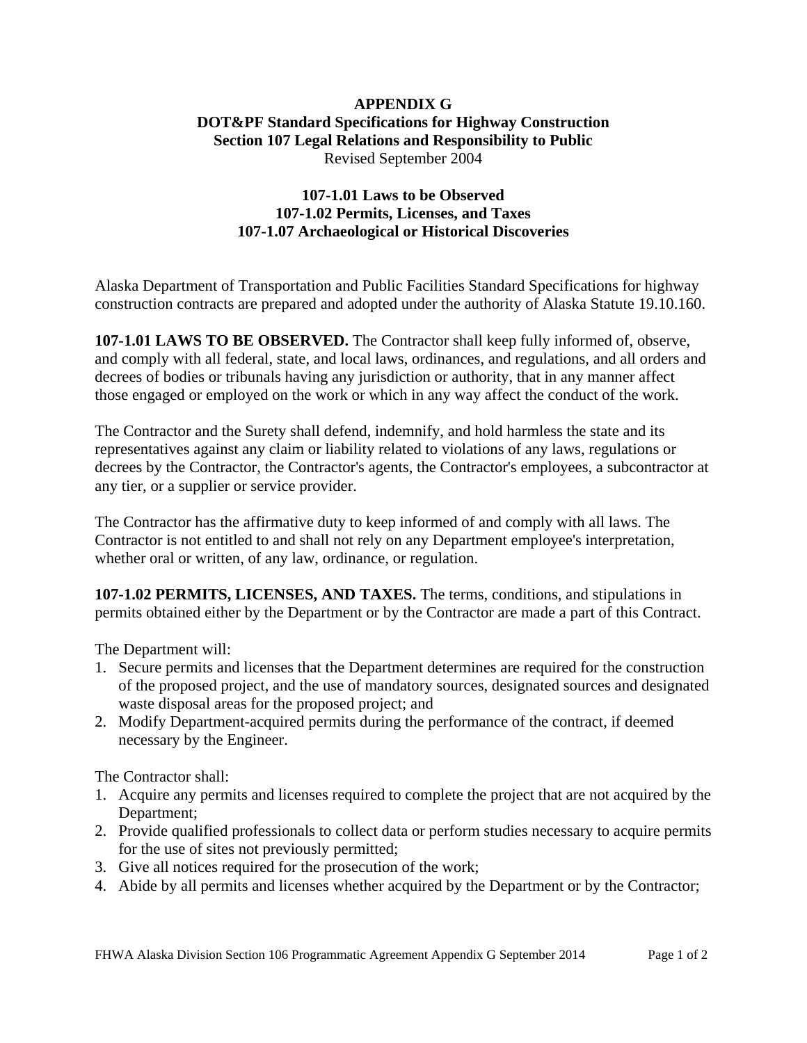**APPENDIX G**
**DOT&PF Standard Specifications for Highway Construction**
**Section 107 Legal Relations and Responsibility to Public**
Revised September 2004

**107-1.01 Laws to be Observed**
**107-1.02 Permits, Licenses, and Taxes**
**107-1.07 Archaeological or Historical Discoveries**

Alaska Department of Transportation and Public Facilities Standard Specifications for highway construction contracts are prepared and adopted under the authority of Alaska Statute 19.10.160.

**107-1.01 LAWS TO BE OBSERVED.** The Contractor shall keep fully informed of, observe, and comply with all federal, state, and local laws, ordinances, and regulations, and all orders and decrees of bodies or tribunals having any jurisdiction or authority, that in any manner affect those engaged or employed on the work or which in any way affect the conduct of the work.

The Contractor and the Surety shall defend, indemnify, and hold harmless the state and its representatives against any claim or liability related to violations of any laws, regulations or decrees by the Contractor, the Contractor's agents, the Contractor's employees, a subcontractor at any tier, or a supplier or service provider.

The Contractor has the affirmative duty to keep informed of and comply with all laws. The Contractor is not entitled to and shall not rely on any Department employee's interpretation, whether oral or written, of any law, ordinance, or regulation.

**107-1.02 PERMITS, LICENSES, AND TAXES.** The terms, conditions, and stipulations in permits obtained either by the Department or by the Contractor are made a part of this Contract.

The Department will:

1. Secure permits and licenses that the Department determines are required for the construction of the proposed project, and the use of mandatory sources, designated sources and designated waste disposal areas for the proposed project; and
2. Modify Department-acquired permits during the performance of the contract, if deemed necessary by the Engineer.

The Contractor shall:

1. Acquire any permits and licenses required to complete the project that are not acquired by the Department;
2. Provide qualified professionals to collect data or perform studies necessary to acquire permits for the use of sites not previously permitted;
3. Give all notices required for the prosecution of the work;
4. Abide by all permits and licenses whether acquired by the Department or by the Contractor;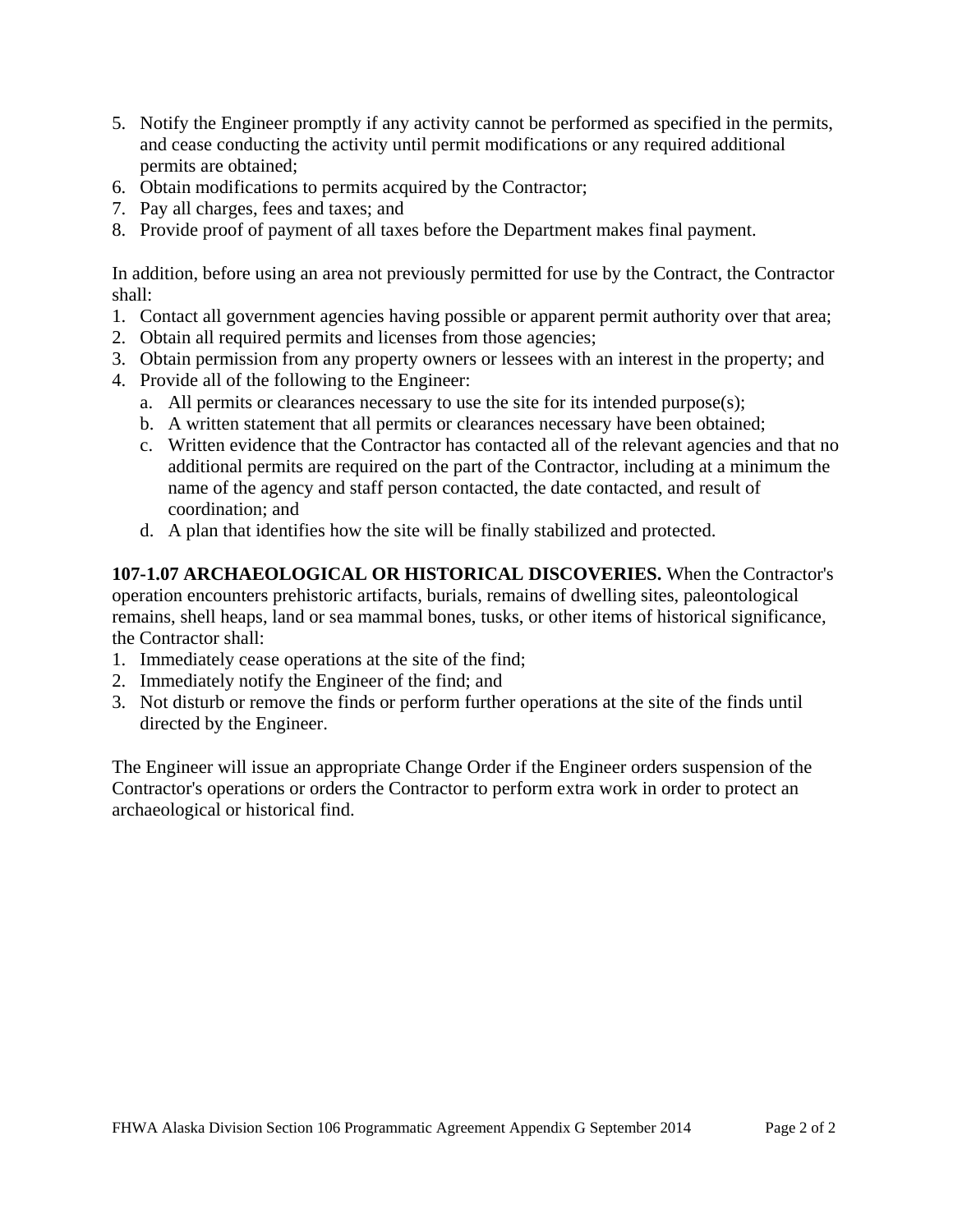5. Notify the Engineer promptly if any activity cannot be performed as specified in the permits, and cease conducting the activity until permit modifications or any required additional permits are obtained;
6. Obtain modifications to permits acquired by the Contractor;
7. Pay all charges, fees and taxes; and
8. Provide proof of payment of all taxes before the Department makes final payment.

In addition, before using an area not previously permitted for use by the Contract, the Contractor shall:

1. Contact all government agencies having possible or apparent permit authority over that area;
2. Obtain all required permits and licenses from those agencies;
3. Obtain permission from any property owners or lessees with an interest in the property; and
4. Provide all of the following to the Engineer:
   a. All permits or clearances necessary to use the site for its intended purpose(s);
   b. A written statement that all permits or clearances necessary have been obtained;
   c. Written evidence that the Contractor has contacted all of the relevant agencies and that no additional permits are required on the part of the Contractor, including at a minimum the name of the agency and staff person contacted, the date contacted, and result of coordination; and
   d. A plan that identifies how the site will be finally stabilized and protected.

**107-1.07 ARCHAEOLOGICAL OR HISTORICAL DISCOVERIES.** When the Contractor's operation encounters prehistoric artifacts, burials, remains of dwelling sites, paleontological remains, shell heaps, land or sea mammal bones, tusks, or other items of historical significance, the Contractor shall:

1. Immediately cease operations at the site of the find;
2. Immediately notify the Engineer of the find; and
3. Not disturb or remove the finds or perform further operations at the site of the finds until directed by the Engineer.

The Engineer will issue an appropriate Change Order if the Engineer orders suspension of the Contractor's operations or orders the Contractor to perform extra work in order to protect an archaeological or historical find.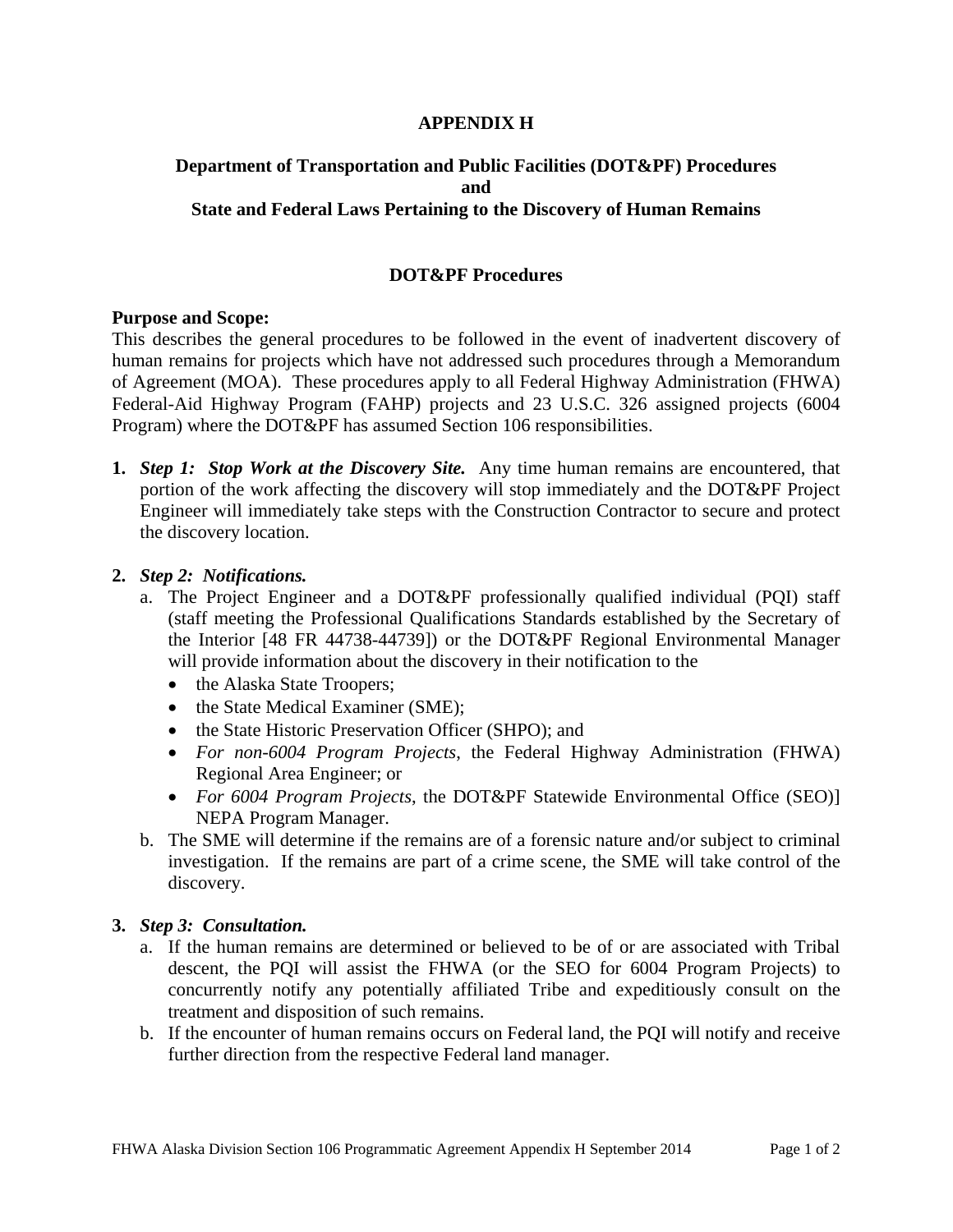**APPENDIX H**

**Department of Transportation and Public Facilities (DOT&PF) Procedures and State and Federal Laws Pertaining to the Discovery of Human Remains**

**DOT&PF Procedures**

**Purpose and Scope:**
This describes the general procedures to be followed in the event of inadvertent discovery of human remains for projects which have not addressed such procedures through a Memorandum of Agreement (MOA). These procedures apply to all Federal Highway Administration (FHWA) Federal-Aid Highway Program (FAHP) projects and 23 U.S.C. 326 assigned projects (6004 Program) where the DOT&PF has assumed Section 106 responsibilities.

1. ***Step 1: Stop Work at the Discovery Site.*** Any time human remains are encountered, that portion of the work affecting the discovery will stop immediately and the DOT&PF Project Engineer will immediately take steps with the Construction Contractor to secure and protect the discovery location.

2. ***Step 2: Notifications.***
   a. The Project Engineer and a DOT&PF professionally qualified individual (PQI) staff (staff meeting the Professional Qualifications Standards established by the Secretary of the Interior [48 FR 44738-44739]) or the DOT&PF Regional Environmental Manager will provide information about the discovery in their notification to the
      - the Alaska State Troopers;
      - the State Medical Examiner (SME);
      - the State Historic Preservation Officer (SHPO); and
      - *For non-6004 Program Projects*, the Federal Highway Administration (FHWA) Regional Area Engineer; or
      - *For 6004 Program Projects*, the DOT&PF Statewide Environmental Office (SEO)] NEPA Program Manager.

   b. The SME will determine if the remains are of a forensic nature and/or subject to criminal investigation. If the remains are part of a crime scene, the SME will take control of the discovery.

3. ***Step 3: Consultation.***
   a. If the human remains are determined or believed to be of or are associated with Tribal descent, the PQI will assist the FHWA (or the SEO for 6004 Program Projects) to concurrently notify any potentially affiliated Tribe and expeditiously consult on the treatment and disposition of such remains.
   b. If the encounter of human remains occurs on Federal land, the PQI will notify and receive further direction from the respective Federal land manager.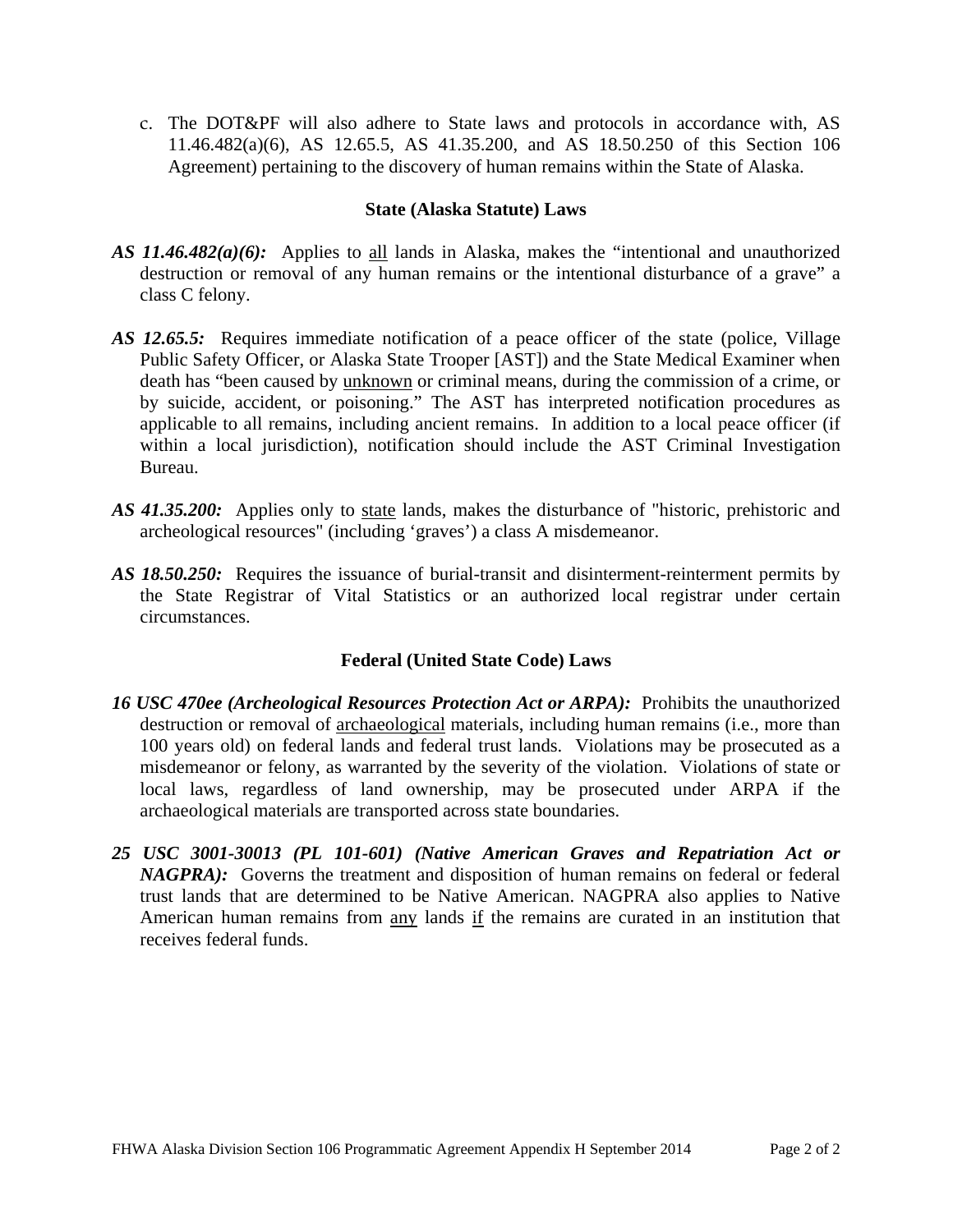c. The DOT&PF will also adhere to State laws and protocols in accordance with, AS 11.46.482(a)(6), AS 12.65.5, AS 41.35.200, and AS 18.50.250 of this Section 106 Agreement) pertaining to the discovery of human remains within the State of Alaska.

### State (Alaska Statute) Laws

***AS 11.46.482(a)(6):*** Applies to all lands in Alaska, makes the "intentional and unauthorized destruction or removal of any human remains or the intentional disturbance of a grave" a class C felony.

***AS 12.65.5:*** Requires immediate notification of a peace officer of the state (police, Village Public Safety Officer, or Alaska State Trooper [AST]) and the State Medical Examiner when death has "been caused by unknown or criminal means, during the commission of a crime, or by suicide, accident, or poisoning." The AST has interpreted notification procedures as applicable to all remains, including ancient remains. In addition to a local peace officer (if within a local jurisdiction), notification should include the AST Criminal Investigation Bureau.

***AS 41.35.200:*** Applies only to state lands, makes the disturbance of "historic, prehistoric and archeological resources" (including 'graves') a class A misdemeanor.

***AS 18.50.250:*** Requires the issuance of burial-transit and disinterment-reinterment permits by the State Registrar of Vital Statistics or an authorized local registrar under certain circumstances.

### Federal (United State Code) Laws

***16 USC 470ee (Archeological Resources Protection Act or ARPA):*** Prohibits the unauthorized destruction or removal of archaeological materials, including human remains (i.e., more than 100 years old) on federal lands and federal trust lands. Violations may be prosecuted as a misdemeanor or felony, as warranted by the severity of the violation. Violations of state or local laws, regardless of land ownership, may be prosecuted under ARPA if the archaeological materials are transported across state boundaries.

***25 USC 3001-30013 (PL 101-601) (Native American Graves and Repatriation Act or NAGPRA):*** Governs the treatment and disposition of human remains on federal or federal trust lands that are determined to be Native American. NAGPRA also applies to Native American human remains from any lands if the remains are curated in an institution that receives federal funds.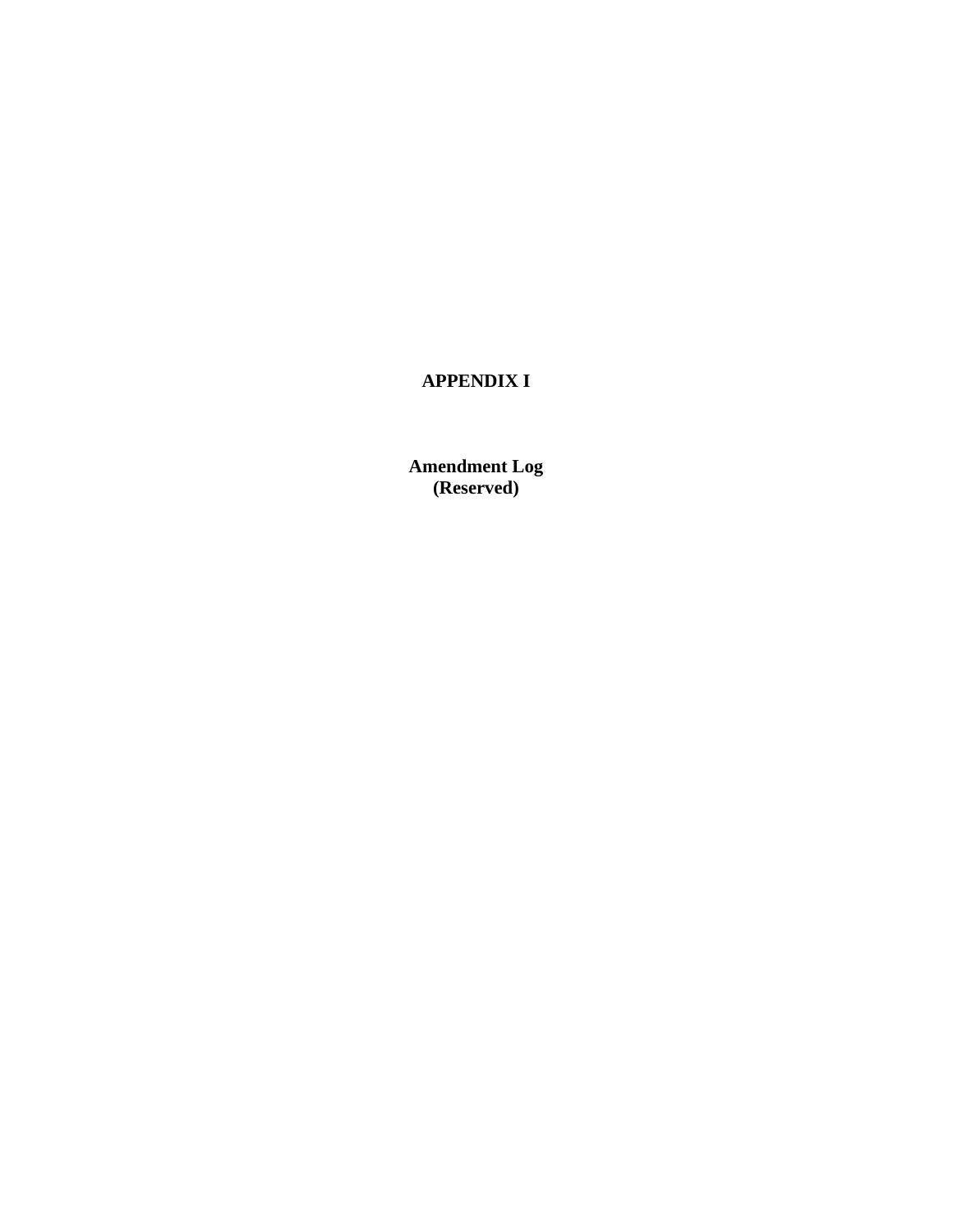# APPENDIX I

**Amendment Log**
**(Reserved)**